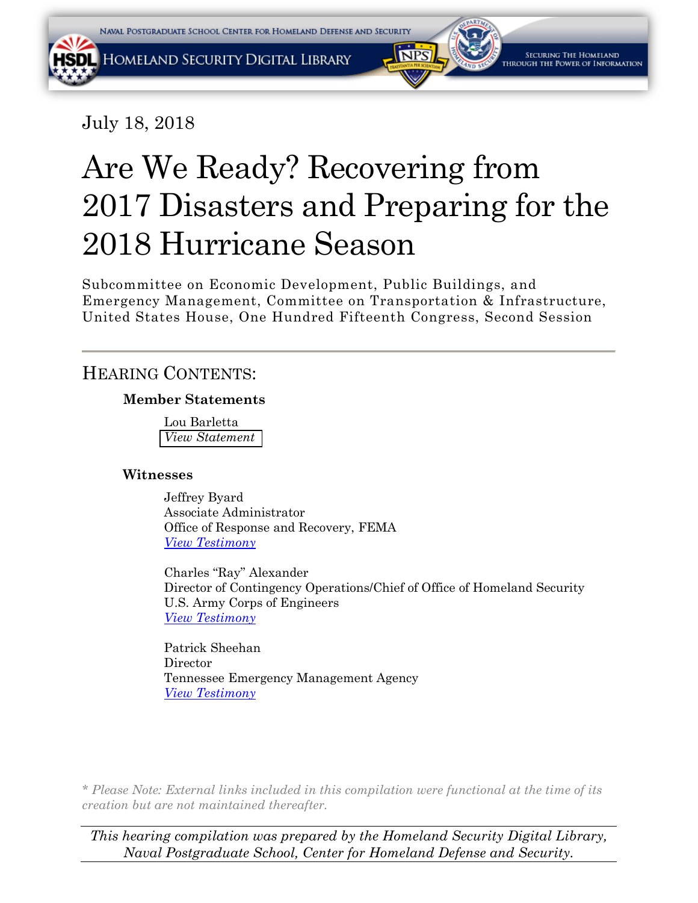July 18, 2018

# Are We Ready? Recovering from 2017 Disasters and Preparing for the 2018 Hurricane Season

Subcommittee on Economic Development, Public Buildings, and Emergency Management, Committee on Transportation & Infrastructure, United States House, One Hundred Fifteenth Congress, Second Session

---

## Hearing Contents:

**Member Statements**

Lou Barletta
*View Statement*

**Witnesses**

Jeffrey Byard
Associate Administrator
Office of Response and Recovery, FEMA
*View Testimony*

Charles "Ray" Alexander
Director of Contingency Operations/Chief of Office of Homeland Security
U.S. Army Corps of Engineers
*View Testimony*

Patrick Sheehan
Director
Tennessee Emergency Management Agency
*View Testimony*

*\* Please Note: External links included in this compilation were functional at the time of its creation but are not maintained thereafter.*

*This hearing compilation was prepared by the Homeland Security Digital Library, Naval Postgraduate School, Center for Homeland Defense and Security.*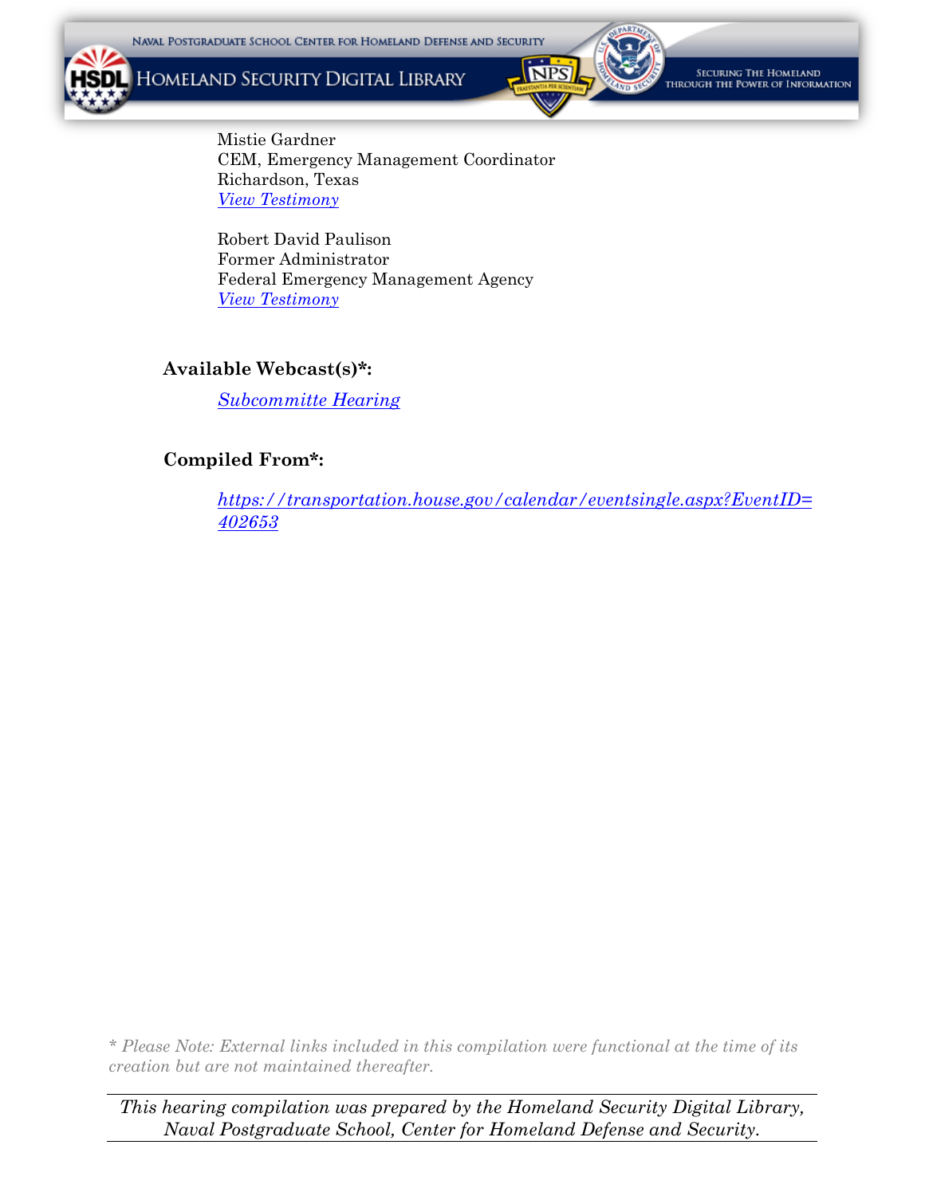Mistie Gardner
CEM, Emergency Management Coordinator
Richardson, Texas
*View Testimony*

Robert David Paulison
Former Administrator
Federal Emergency Management Agency
*View Testimony*

**Available Webcast(s)*:**

*Subcommitte Hearing*

**Compiled From*:**

*https://transportation.house.gov/calendar/eventsingle.aspx?EventID=402653*

*\* Please Note: External links included in this compilation were functional at the time of its creation but are not maintained thereafter.*

*This hearing compilation was prepared by the Homeland Security Digital Library, Naval Postgraduate School, Center for Homeland Defense and Security.*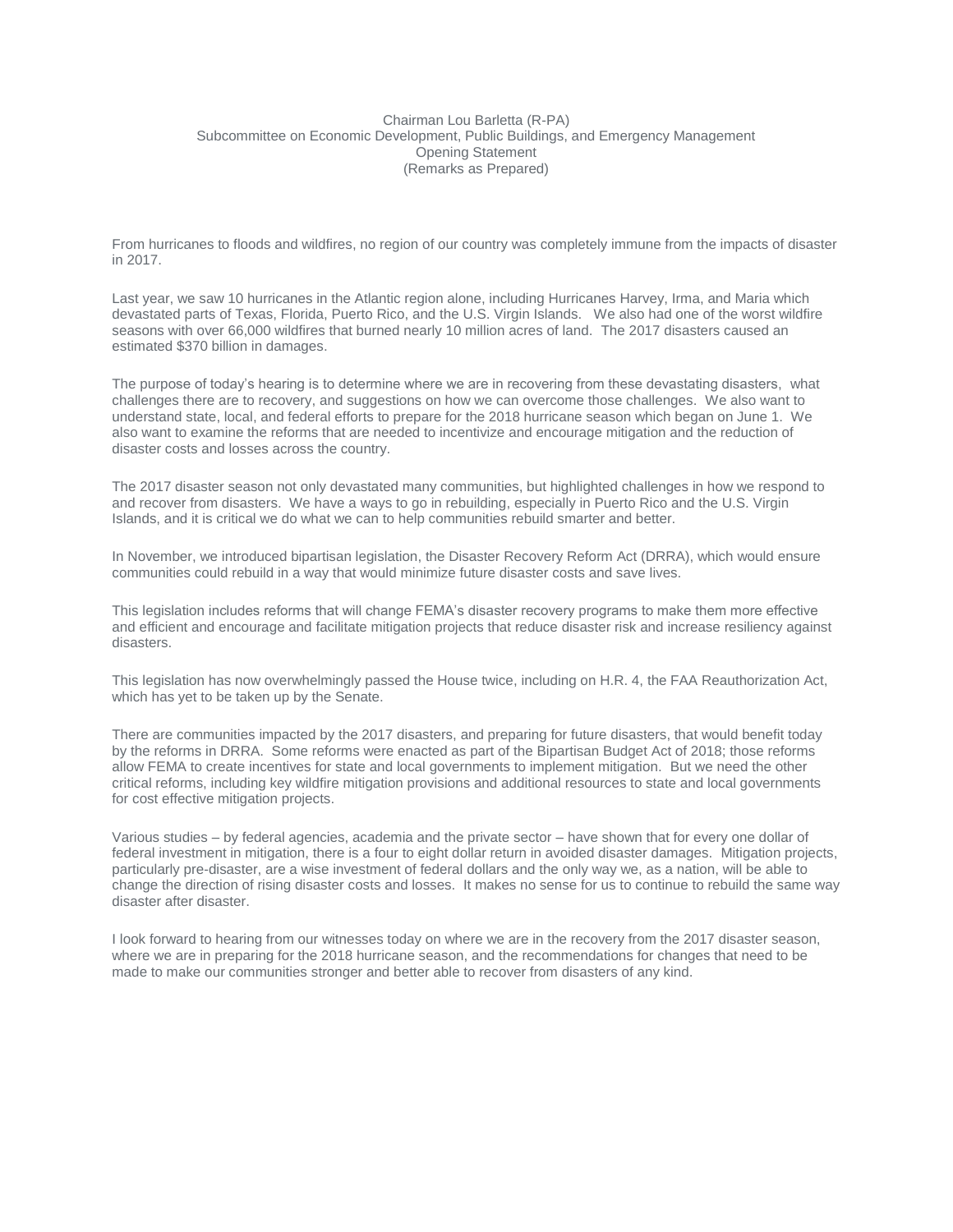Chairman Lou Barletta (R-PA)
Subcommittee on Economic Development, Public Buildings, and Emergency Management
Opening Statement
(Remarks as Prepared)

From hurricanes to floods and wildfires, no region of our country was completely immune from the impacts of disaster in 2017.

Last year, we saw 10 hurricanes in the Atlantic region alone, including Hurricanes Harvey, Irma, and Maria which devastated parts of Texas, Florida, Puerto Rico, and the U.S. Virgin Islands. We also had one of the worst wildfire seasons with over 66,000 wildfires that burned nearly 10 million acres of land. The 2017 disasters caused an estimated $370 billion in damages.

The purpose of today's hearing is to determine where we are in recovering from these devastating disasters, what challenges there are to recovery, and suggestions on how we can overcome those challenges. We also want to understand state, local, and federal efforts to prepare for the 2018 hurricane season which began on June 1. We also want to examine the reforms that are needed to incentivize and encourage mitigation and the reduction of disaster costs and losses across the country.

The 2017 disaster season not only devastated many communities, but highlighted challenges in how we respond to and recover from disasters. We have a ways to go in rebuilding, especially in Puerto Rico and the U.S. Virgin Islands, and it is critical we do what we can to help communities rebuild smarter and better.

In November, we introduced bipartisan legislation, the Disaster Recovery Reform Act (DRRA), which would ensure communities could rebuild in a way that would minimize future disaster costs and save lives.

This legislation includes reforms that will change FEMA's disaster recovery programs to make them more effective and efficient and encourage and facilitate mitigation projects that reduce disaster risk and increase resiliency against disasters.

This legislation has now overwhelmingly passed the House twice, including on H.R. 4, the FAA Reauthorization Act, which has yet to be taken up by the Senate.

There are communities impacted by the 2017 disasters, and preparing for future disasters, that would benefit today by the reforms in DRRA. Some reforms were enacted as part of the Bipartisan Budget Act of 2018; those reforms allow FEMA to create incentives for state and local governments to implement mitigation. But we need the other critical reforms, including key wildfire mitigation provisions and additional resources to state and local governments for cost effective mitigation projects.

Various studies – by federal agencies, academia and the private sector – have shown that for every one dollar of federal investment in mitigation, there is a four to eight dollar return in avoided disaster damages. Mitigation projects, particularly pre-disaster, are a wise investment of federal dollars and the only way we, as a nation, will be able to change the direction of rising disaster costs and losses. It makes no sense for us to continue to rebuild the same way disaster after disaster.

I look forward to hearing from our witnesses today on where we are in the recovery from the 2017 disaster season, where we are in preparing for the 2018 hurricane season, and the recommendations for changes that need to be made to make our communities stronger and better able to recover from disasters of any kind.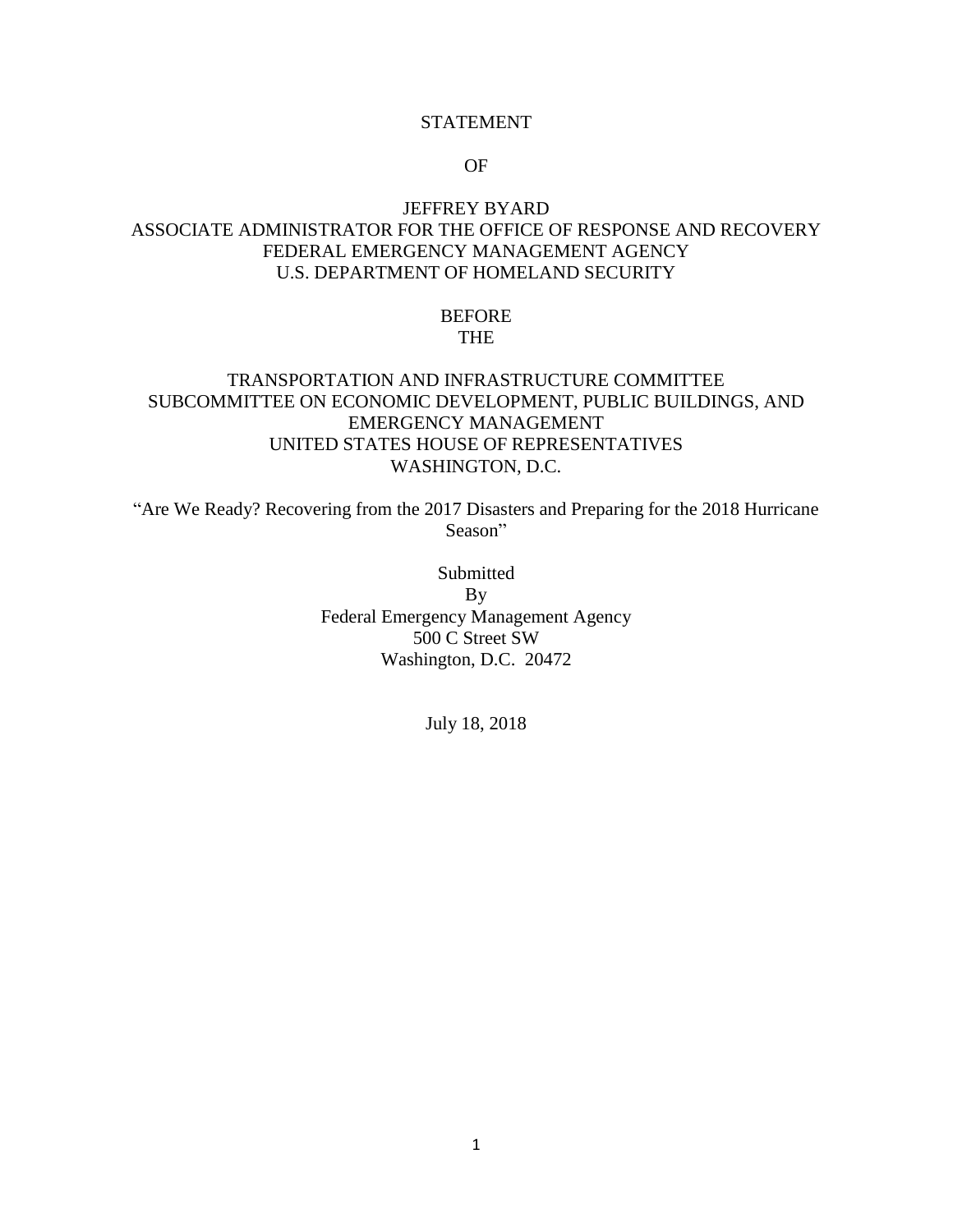STATEMENT

OF

JEFFREY BYARD
ASSOCIATE ADMINISTRATOR FOR THE OFFICE OF RESPONSE AND RECOVERY
FEDERAL EMERGENCY MANAGEMENT AGENCY
U.S. DEPARTMENT OF HOMELAND SECURITY

BEFORE
THE

TRANSPORTATION AND INFRASTRUCTURE COMMITTEE
SUBCOMMITTEE ON ECONOMIC DEVELOPMENT, PUBLIC BUILDINGS, AND EMERGENCY MANAGEMENT
UNITED STATES HOUSE OF REPRESENTATIVES
WASHINGTON, D.C.

"Are We Ready? Recovering from the 2017 Disasters and Preparing for the 2018 Hurricane Season"

Submitted
By
Federal Emergency Management Agency
500 C Street SW
Washington, D.C. 20472

July 18, 2018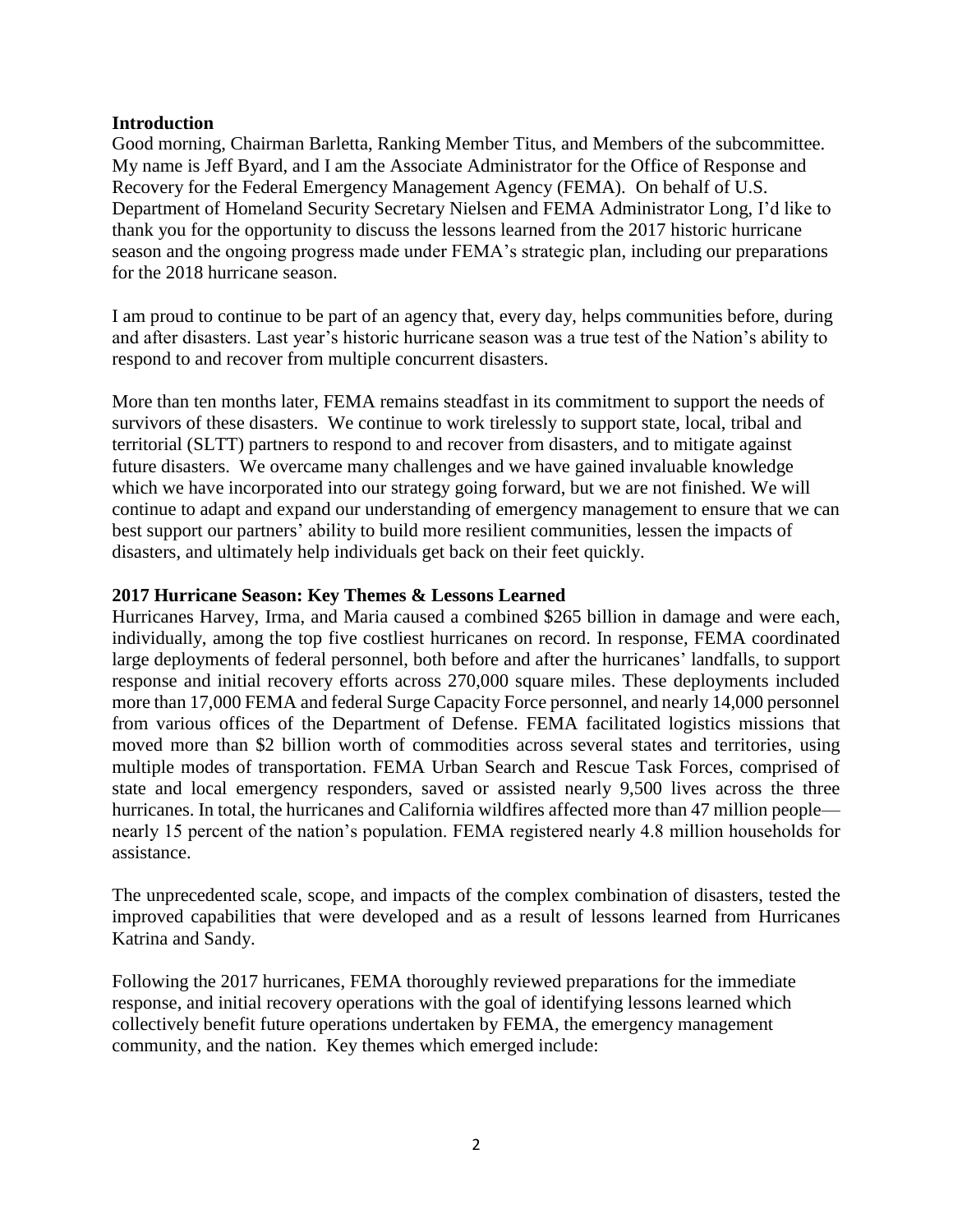**Introduction**

Good morning, Chairman Barletta, Ranking Member Titus, and Members of the subcommittee. My name is Jeff Byard, and I am the Associate Administrator for the Office of Response and Recovery for the Federal Emergency Management Agency (FEMA). On behalf of U.S. Department of Homeland Security Secretary Nielsen and FEMA Administrator Long, I'd like to thank you for the opportunity to discuss the lessons learned from the 2017 historic hurricane season and the ongoing progress made under FEMA's strategic plan, including our preparations for the 2018 hurricane season.

I am proud to continue to be part of an agency that, every day, helps communities before, during and after disasters. Last year's historic hurricane season was a true test of the Nation's ability to respond to and recover from multiple concurrent disasters.

More than ten months later, FEMA remains steadfast in its commitment to support the needs of survivors of these disasters. We continue to work tirelessly to support state, local, tribal and territorial (SLTT) partners to respond to and recover from disasters, and to mitigate against future disasters. We overcame many challenges and we have gained invaluable knowledge which we have incorporated into our strategy going forward, but we are not finished. We will continue to adapt and expand our understanding of emergency management to ensure that we can best support our partners' ability to build more resilient communities, lessen the impacts of disasters, and ultimately help individuals get back on their feet quickly.

**2017 Hurricane Season: Key Themes & Lessons Learned**

Hurricanes Harvey, Irma, and Maria caused a combined $265 billion in damage and were each, individually, among the top five costliest hurricanes on record. In response, FEMA coordinated large deployments of federal personnel, both before and after the hurricanes' landfalls, to support response and initial recovery efforts across 270,000 square miles. These deployments included more than 17,000 FEMA and federal Surge Capacity Force personnel, and nearly 14,000 personnel from various offices of the Department of Defense. FEMA facilitated logistics missions that moved more than $2 billion worth of commodities across several states and territories, using multiple modes of transportation. FEMA Urban Search and Rescue Task Forces, comprised of state and local emergency responders, saved or assisted nearly 9,500 lives across the three hurricanes. In total, the hurricanes and California wildfires affected more than 47 million people—nearly 15 percent of the nation's population. FEMA registered nearly 4.8 million households for assistance.

The unprecedented scale, scope, and impacts of the complex combination of disasters, tested the improved capabilities that were developed and as a result of lessons learned from Hurricanes Katrina and Sandy.

Following the 2017 hurricanes, FEMA thoroughly reviewed preparations for the immediate response, and initial recovery operations with the goal of identifying lessons learned which collectively benefit future operations undertaken by FEMA, the emergency management community, and the nation. Key themes which emerged include: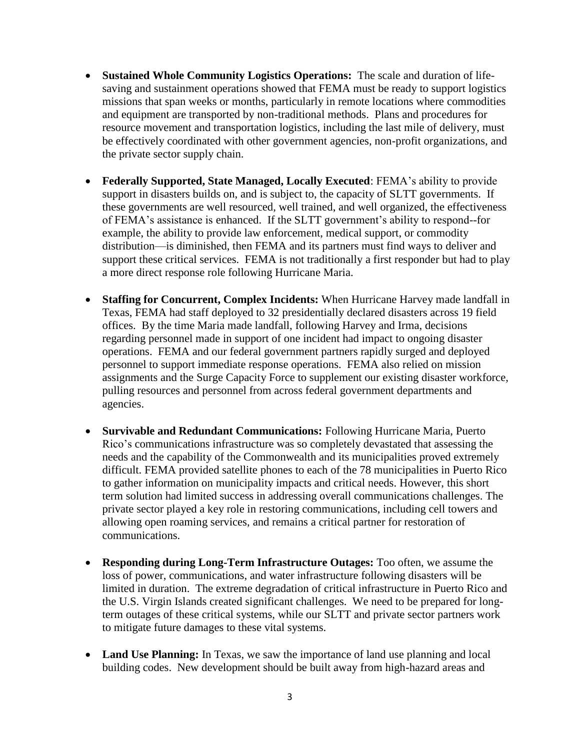- **Sustained Whole Community Logistics Operations:** The scale and duration of life-saving and sustainment operations showed that FEMA must be ready to support logistics missions that span weeks or months, particularly in remote locations where commodities and equipment are transported by non-traditional methods. Plans and procedures for resource movement and transportation logistics, including the last mile of delivery, must be effectively coordinated with other government agencies, non-profit organizations, and the private sector supply chain.

- **Federally Supported, State Managed, Locally Executed**: FEMA's ability to provide support in disasters builds on, and is subject to, the capacity of SLTT governments. If these governments are well resourced, well trained, and well organized, the effectiveness of FEMA's assistance is enhanced. If the SLTT government's ability to respond--for example, the ability to provide law enforcement, medical support, or commodity distribution—is diminished, then FEMA and its partners must find ways to deliver and support these critical services. FEMA is not traditionally a first responder but had to play a more direct response role following Hurricane Maria.

- **Staffing for Concurrent, Complex Incidents:** When Hurricane Harvey made landfall in Texas, FEMA had staff deployed to 32 presidentially declared disasters across 19 field offices. By the time Maria made landfall, following Harvey and Irma, decisions regarding personnel made in support of one incident had impact to ongoing disaster operations. FEMA and our federal government partners rapidly surged and deployed personnel to support immediate response operations. FEMA also relied on mission assignments and the Surge Capacity Force to supplement our existing disaster workforce, pulling resources and personnel from across federal government departments and agencies.

- **Survivable and Redundant Communications:** Following Hurricane Maria, Puerto Rico's communications infrastructure was so completely devastated that assessing the needs and the capability of the Commonwealth and its municipalities proved extremely difficult. FEMA provided satellite phones to each of the 78 municipalities in Puerto Rico to gather information on municipality impacts and critical needs. However, this short term solution had limited success in addressing overall communications challenges. The private sector played a key role in restoring communications, including cell towers and allowing open roaming services, and remains a critical partner for restoration of communications.

- **Responding during Long-Term Infrastructure Outages:** Too often, we assume the loss of power, communications, and water infrastructure following disasters will be limited in duration. The extreme degradation of critical infrastructure in Puerto Rico and the U.S. Virgin Islands created significant challenges. We need to be prepared for long-term outages of these critical systems, while our SLTT and private sector partners work to mitigate future damages to these vital systems.

- **Land Use Planning:** In Texas, we saw the importance of land use planning and local building codes. New development should be built away from high-hazard areas and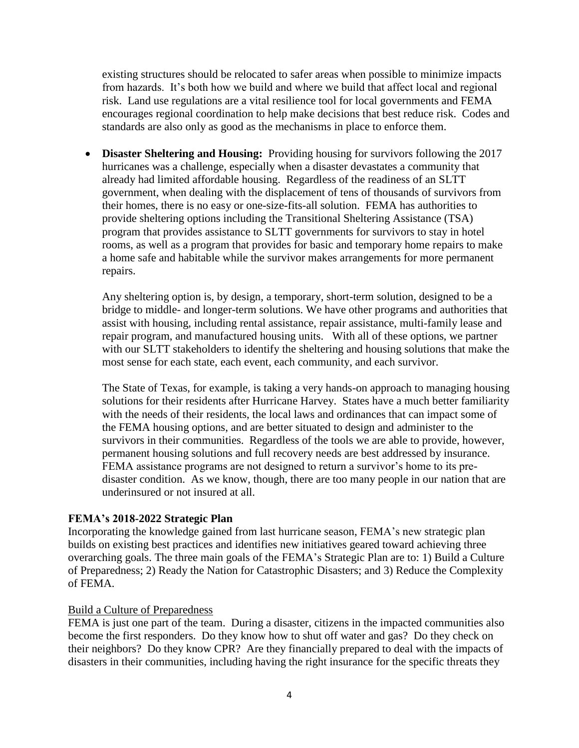existing structures should be relocated to safer areas when possible to minimize impacts from hazards. It's both how we build and where we build that affect local and regional risk. Land use regulations are a vital resilience tool for local governments and FEMA encourages regional coordination to help make decisions that best reduce risk. Codes and standards are also only as good as the mechanisms in place to enforce them.

- **Disaster Sheltering and Housing:** Providing housing for survivors following the 2017 hurricanes was a challenge, especially when a disaster devastates a community that already had limited affordable housing. Regardless of the readiness of an SLTT government, when dealing with the displacement of tens of thousands of survivors from their homes, there is no easy or one-size-fits-all solution. FEMA has authorities to provide sheltering options including the Transitional Sheltering Assistance (TSA) program that provides assistance to SLTT governments for survivors to stay in hotel rooms, as well as a program that provides for basic and temporary home repairs to make a home safe and habitable while the survivor makes arrangements for more permanent repairs.

  Any sheltering option is, by design, a temporary, short-term solution, designed to be a bridge to middle- and longer-term solutions. We have other programs and authorities that assist with housing, including rental assistance, repair assistance, multi-family lease and repair program, and manufactured housing units. With all of these options, we partner with our SLTT stakeholders to identify the sheltering and housing solutions that make the most sense for each state, each event, each community, and each survivor.

  The State of Texas, for example, is taking a very hands-on approach to managing housing solutions for their residents after Hurricane Harvey. States have a much better familiarity with the needs of their residents, the local laws and ordinances that can impact some of the FEMA housing options, and are better situated to design and administer to the survivors in their communities. Regardless of the tools we are able to provide, however, permanent housing solutions and full recovery needs are best addressed by insurance. FEMA assistance programs are not designed to return a survivor's home to its pre-disaster condition. As we know, though, there are too many people in our nation that are underinsured or not insured at all.

**FEMA's 2018-2022 Strategic Plan**

Incorporating the knowledge gained from last hurricane season, FEMA's new strategic plan builds on existing best practices and identifies new initiatives geared toward achieving three overarching goals. The three main goals of the FEMA's Strategic Plan are to: 1) Build a Culture of Preparedness; 2) Ready the Nation for Catastrophic Disasters; and 3) Reduce the Complexity of FEMA.

<u>Build a Culture of Preparedness</u>

FEMA is just one part of the team. During a disaster, citizens in the impacted communities also become the first responders. Do they know how to shut off water and gas? Do they check on their neighbors? Do they know CPR? Are they financially prepared to deal with the impacts of disasters in their communities, including having the right insurance for the specific threats they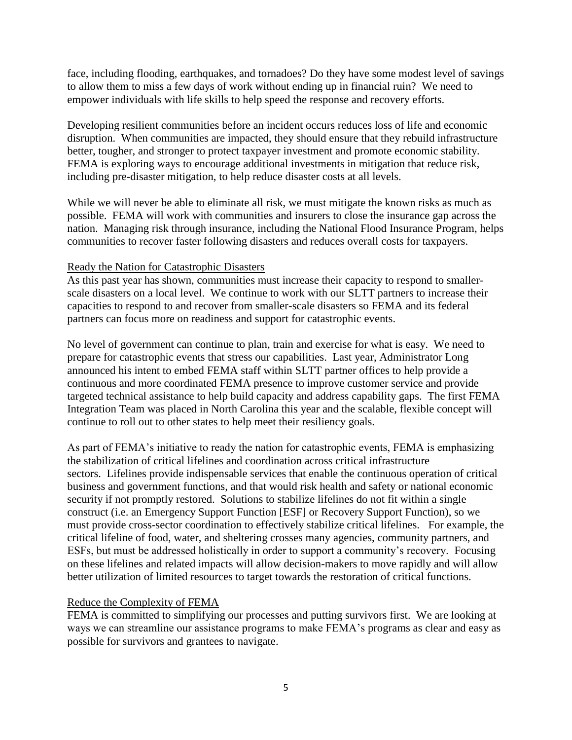face, including flooding, earthquakes, and tornadoes? Do they have some modest level of savings to allow them to miss a few days of work without ending up in financial ruin? We need to empower individuals with life skills to help speed the response and recovery efforts.

Developing resilient communities before an incident occurs reduces loss of life and economic disruption. When communities are impacted, they should ensure that they rebuild infrastructure better, tougher, and stronger to protect taxpayer investment and promote economic stability. FEMA is exploring ways to encourage additional investments in mitigation that reduce risk, including pre-disaster mitigation, to help reduce disaster costs at all levels.

While we will never be able to eliminate all risk, we must mitigate the known risks as much as possible. FEMA will work with communities and insurers to close the insurance gap across the nation. Managing risk through insurance, including the National Flood Insurance Program, helps communities to recover faster following disasters and reduces overall costs for taxpayers.

Ready the Nation for Catastrophic Disasters

As this past year has shown, communities must increase their capacity to respond to smaller-scale disasters on a local level. We continue to work with our SLTT partners to increase their capacities to respond to and recover from smaller-scale disasters so FEMA and its federal partners can focus more on readiness and support for catastrophic events.

No level of government can continue to plan, train and exercise for what is easy. We need to prepare for catastrophic events that stress our capabilities. Last year, Administrator Long announced his intent to embed FEMA staff within SLTT partner offices to help provide a continuous and more coordinated FEMA presence to improve customer service and provide targeted technical assistance to help build capacity and address capability gaps. The first FEMA Integration Team was placed in North Carolina this year and the scalable, flexible concept will continue to roll out to other states to help meet their resiliency goals.

As part of FEMA's initiative to ready the nation for catastrophic events, FEMA is emphasizing the stabilization of critical lifelines and coordination across critical infrastructure sectors. Lifelines provide indispensable services that enable the continuous operation of critical business and government functions, and that would risk health and safety or national economic security if not promptly restored. Solutions to stabilize lifelines do not fit within a single construct (i.e. an Emergency Support Function [ESF] or Recovery Support Function), so we must provide cross-sector coordination to effectively stabilize critical lifelines. For example, the critical lifeline of food, water, and sheltering crosses many agencies, community partners, and ESFs, but must be addressed holistically in order to support a community's recovery. Focusing on these lifelines and related impacts will allow decision-makers to move rapidly and will allow better utilization of limited resources to target towards the restoration of critical functions.

Reduce the Complexity of FEMA

FEMA is committed to simplifying our processes and putting survivors first. We are looking at ways we can streamline our assistance programs to make FEMA's programs as clear and easy as possible for survivors and grantees to navigate.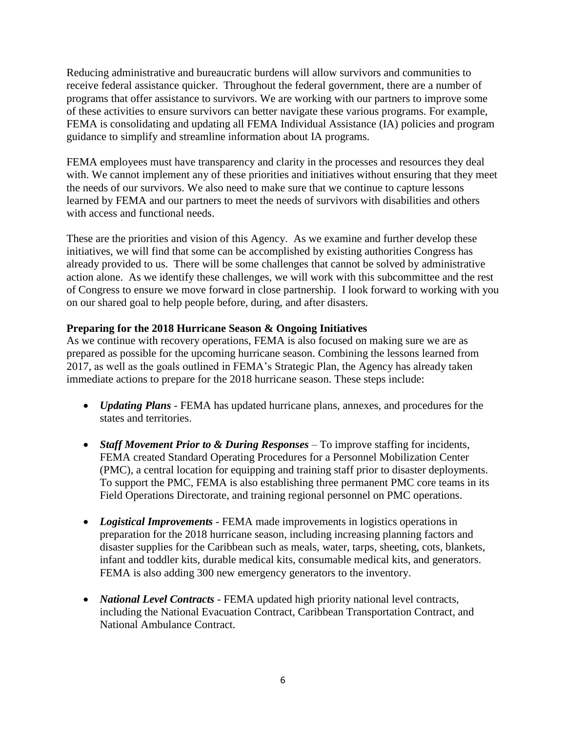Reducing administrative and bureaucratic burdens will allow survivors and communities to receive federal assistance quicker. Throughout the federal government, there are a number of programs that offer assistance to survivors. We are working with our partners to improve some of these activities to ensure survivors can better navigate these various programs. For example, FEMA is consolidating and updating all FEMA Individual Assistance (IA) policies and program guidance to simplify and streamline information about IA programs.

FEMA employees must have transparency and clarity in the processes and resources they deal with. We cannot implement any of these priorities and initiatives without ensuring that they meet the needs of our survivors. We also need to make sure that we continue to capture lessons learned by FEMA and our partners to meet the needs of survivors with disabilities and others with access and functional needs.

These are the priorities and vision of this Agency. As we examine and further develop these initiatives, we will find that some can be accomplished by existing authorities Congress has already provided to us. There will be some challenges that cannot be solved by administrative action alone. As we identify these challenges, we will work with this subcommittee and the rest of Congress to ensure we move forward in close partnership. I look forward to working with you on our shared goal to help people before, during, and after disasters.

**Preparing for the 2018 Hurricane Season & Ongoing Initiatives**

As we continue with recovery operations, FEMA is also focused on making sure we are as prepared as possible for the upcoming hurricane season. Combining the lessons learned from 2017, as well as the goals outlined in FEMA's Strategic Plan, the Agency has already taken immediate actions to prepare for the 2018 hurricane season. These steps include:

- ***Updating Plans*** - FEMA has updated hurricane plans, annexes, and procedures for the states and territories.
- ***Staff Movement Prior to & During Responses*** – To improve staffing for incidents, FEMA created Standard Operating Procedures for a Personnel Mobilization Center (PMC), a central location for equipping and training staff prior to disaster deployments. To support the PMC, FEMA is also establishing three permanent PMC core teams in its Field Operations Directorate, and training regional personnel on PMC operations.
- ***Logistical Improvements*** - FEMA made improvements in logistics operations in preparation for the 2018 hurricane season, including increasing planning factors and disaster supplies for the Caribbean such as meals, water, tarps, sheeting, cots, blankets, infant and toddler kits, durable medical kits, consumable medical kits, and generators. FEMA is also adding 300 new emergency generators to the inventory.
- ***National Level Contracts*** - FEMA updated high priority national level contracts, including the National Evacuation Contract, Caribbean Transportation Contract, and National Ambulance Contract.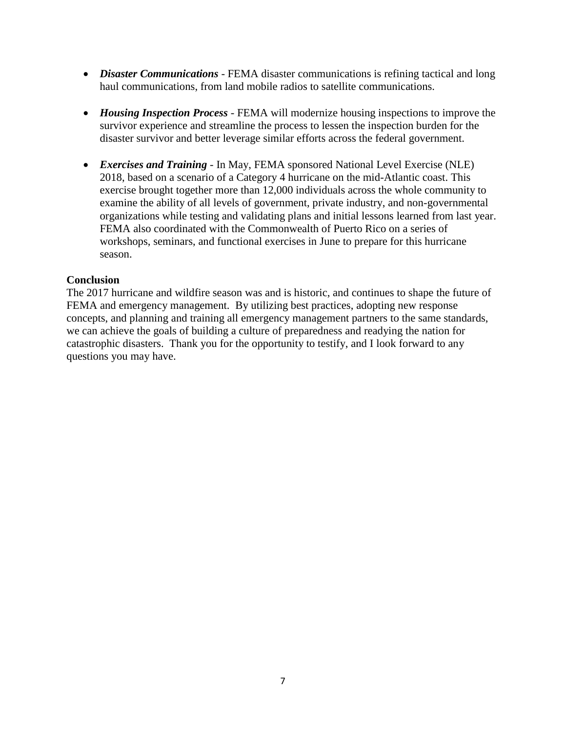- ***Disaster Communications*** - FEMA disaster communications is refining tactical and long haul communications, from land mobile radios to satellite communications.

- ***Housing Inspection Process*** - FEMA will modernize housing inspections to improve the survivor experience and streamline the process to lessen the inspection burden for the disaster survivor and better leverage similar efforts across the federal government.

- ***Exercises and Training*** - In May, FEMA sponsored National Level Exercise (NLE) 2018, based on a scenario of a Category 4 hurricane on the mid-Atlantic coast. This exercise brought together more than 12,000 individuals across the whole community to examine the ability of all levels of government, private industry, and non-governmental organizations while testing and validating plans and initial lessons learned from last year. FEMA also coordinated with the Commonwealth of Puerto Rico on a series of workshops, seminars, and functional exercises in June to prepare for this hurricane season.

**Conclusion**

The 2017 hurricane and wildfire season was and is historic, and continues to shape the future of FEMA and emergency management. By utilizing best practices, adopting new response concepts, and planning and training all emergency management partners to the same standards, we can achieve the goals of building a culture of preparedness and readying the nation for catastrophic disasters. Thank you for the opportunity to testify, and I look forward to any questions you may have.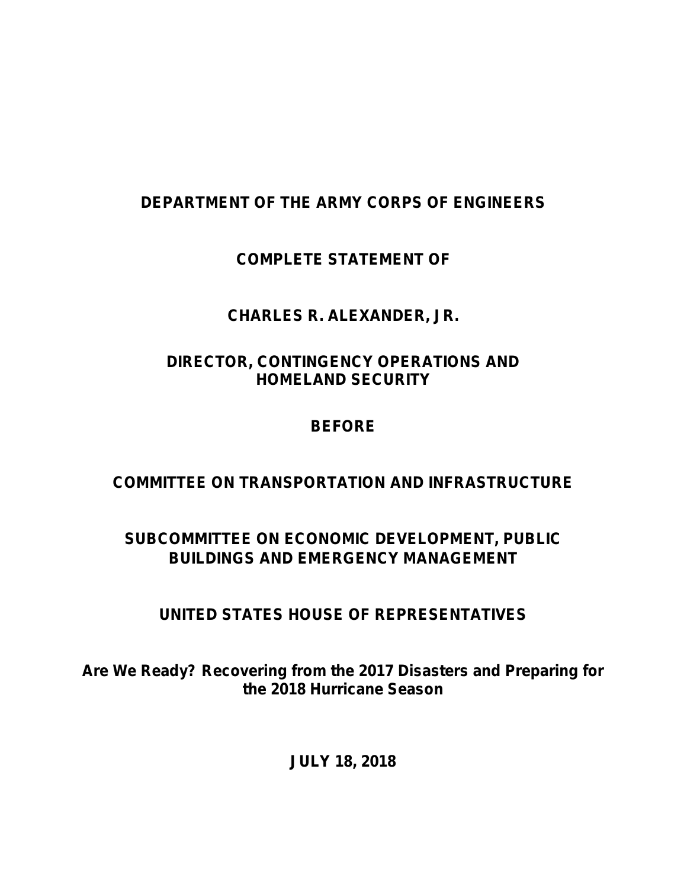**DEPARTMENT OF THE ARMY CORPS OF ENGINEERS**

**COMPLETE STATEMENT OF**

**CHARLES R. ALEXANDER, JR.**

**DIRECTOR, CONTINGENCY OPERATIONS AND HOMELAND SECURITY**

**BEFORE**

**COMMITTEE ON TRANSPORTATION AND INFRASTRUCTURE**

**SUBCOMMITTEE ON ECONOMIC DEVELOPMENT, PUBLIC BUILDINGS AND EMERGENCY MANAGEMENT**

**UNITED STATES HOUSE OF REPRESENTATIVES**

**Are We Ready? Recovering from the 2017 Disasters and Preparing for the 2018 Hurricane Season**

**JULY 18, 2018**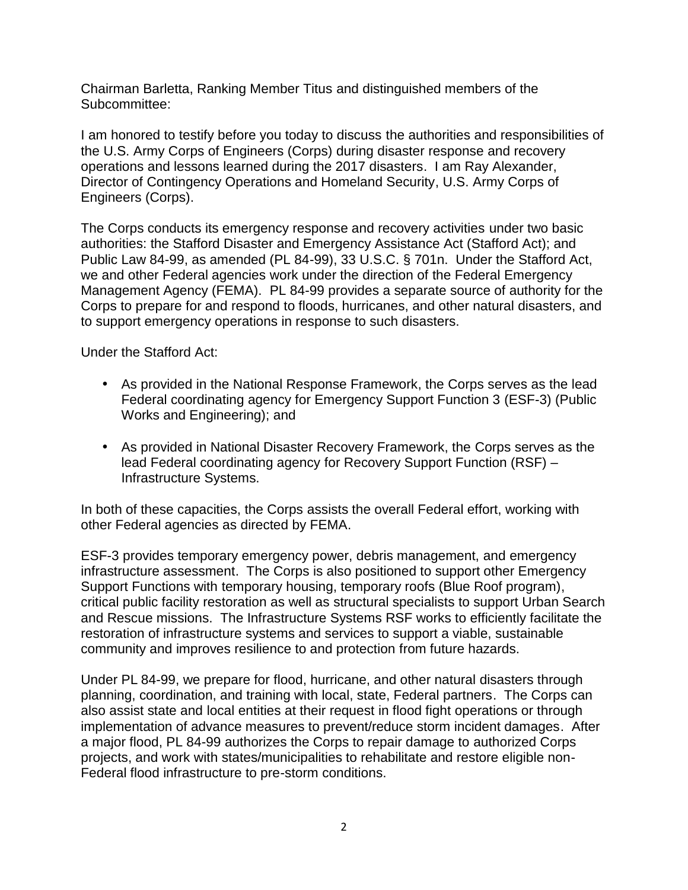Chairman Barletta, Ranking Member Titus and distinguished members of the Subcommittee:

I am honored to testify before you today to discuss the authorities and responsibilities of the U.S. Army Corps of Engineers (Corps) during disaster response and recovery operations and lessons learned during the 2017 disasters. I am Ray Alexander, Director of Contingency Operations and Homeland Security, U.S. Army Corps of Engineers (Corps).

The Corps conducts its emergency response and recovery activities under two basic authorities: the Stafford Disaster and Emergency Assistance Act (Stafford Act); and Public Law 84-99, as amended (PL 84-99), 33 U.S.C. § 701n. Under the Stafford Act, we and other Federal agencies work under the direction of the Federal Emergency Management Agency (FEMA). PL 84-99 provides a separate source of authority for the Corps to prepare for and respond to floods, hurricanes, and other natural disasters, and to support emergency operations in response to such disasters.

Under the Stafford Act:

- As provided in the National Response Framework, the Corps serves as the lead Federal coordinating agency for Emergency Support Function 3 (ESF-3) (Public Works and Engineering); and

- As provided in National Disaster Recovery Framework, the Corps serves as the lead Federal coordinating agency for Recovery Support Function (RSF) – Infrastructure Systems.

In both of these capacities, the Corps assists the overall Federal effort, working with other Federal agencies as directed by FEMA.

ESF-3 provides temporary emergency power, debris management, and emergency infrastructure assessment. The Corps is also positioned to support other Emergency Support Functions with temporary housing, temporary roofs (Blue Roof program), critical public facility restoration as well as structural specialists to support Urban Search and Rescue missions. The Infrastructure Systems RSF works to efficiently facilitate the restoration of infrastructure systems and services to support a viable, sustainable community and improves resilience to and protection from future hazards.

Under PL 84-99, we prepare for flood, hurricane, and other natural disasters through planning, coordination, and training with local, state, Federal partners. The Corps can also assist state and local entities at their request in flood fight operations or through implementation of advance measures to prevent/reduce storm incident damages. After a major flood, PL 84-99 authorizes the Corps to repair damage to authorized Corps projects, and work with states/municipalities to rehabilitate and restore eligible non-Federal flood infrastructure to pre-storm conditions.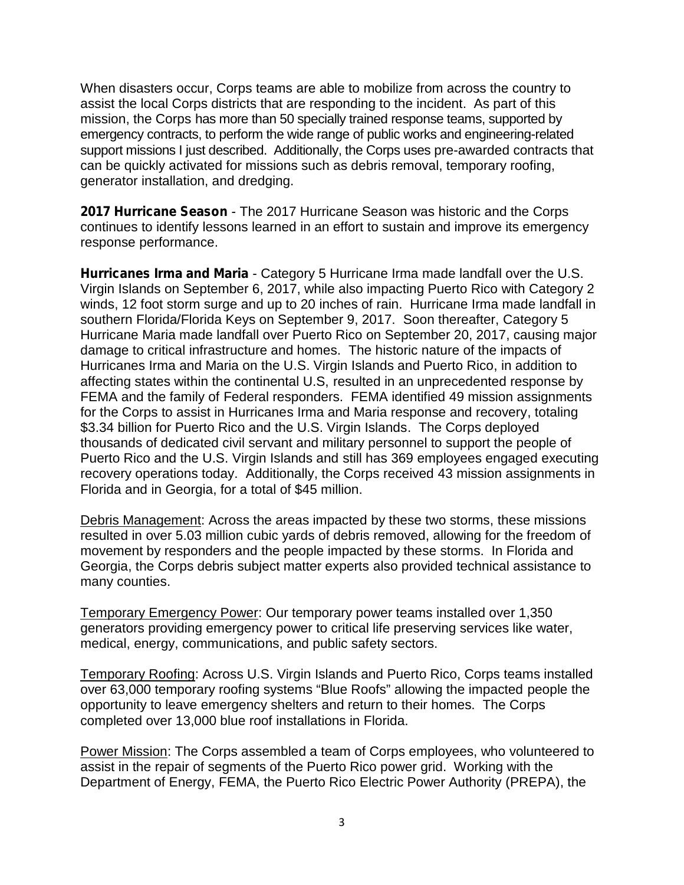When disasters occur, Corps teams are able to mobilize from across the country to assist the local Corps districts that are responding to the incident. As part of this mission, the Corps has more than 50 specially trained response teams, supported by emergency contracts, to perform the wide range of public works and engineering-related support missions I just described. Additionally, the Corps uses pre-awarded contracts that can be quickly activated for missions such as debris removal, temporary roofing, generator installation, and dredging.

**2017 Hurricane Season** - The 2017 Hurricane Season was historic and the Corps continues to identify lessons learned in an effort to sustain and improve its emergency response performance.

**Hurricanes Irma and Maria** - Category 5 Hurricane Irma made landfall over the U.S. Virgin Islands on September 6, 2017, while also impacting Puerto Rico with Category 2 winds, 12 foot storm surge and up to 20 inches of rain. Hurricane Irma made landfall in southern Florida/Florida Keys on September 9, 2017. Soon thereafter, Category 5 Hurricane Maria made landfall over Puerto Rico on September 20, 2017, causing major damage to critical infrastructure and homes. The historic nature of the impacts of Hurricanes Irma and Maria on the U.S. Virgin Islands and Puerto Rico, in addition to affecting states within the continental U.S, resulted in an unprecedented response by FEMA and the family of Federal responders. FEMA identified 49 mission assignments for the Corps to assist in Hurricanes Irma and Maria response and recovery, totaling $3.34 billion for Puerto Rico and the U.S. Virgin Islands. The Corps deployed thousands of dedicated civil servant and military personnel to support the people of Puerto Rico and the U.S. Virgin Islands and still has 369 employees engaged executing recovery operations today. Additionally, the Corps received 43 mission assignments in Florida and in Georgia, for a total of $45 million.

Debris Management: Across the areas impacted by these two storms, these missions resulted in over 5.03 million cubic yards of debris removed, allowing for the freedom of movement by responders and the people impacted by these storms. In Florida and Georgia, the Corps debris subject matter experts also provided technical assistance to many counties.

Temporary Emergency Power: Our temporary power teams installed over 1,350 generators providing emergency power to critical life preserving services like water, medical, energy, communications, and public safety sectors.

Temporary Roofing: Across U.S. Virgin Islands and Puerto Rico, Corps teams installed over 63,000 temporary roofing systems "Blue Roofs" allowing the impacted people the opportunity to leave emergency shelters and return to their homes. The Corps completed over 13,000 blue roof installations in Florida.

Power Mission: The Corps assembled a team of Corps employees, who volunteered to assist in the repair of segments of the Puerto Rico power grid. Working with the Department of Energy, FEMA, the Puerto Rico Electric Power Authority (PREPA), the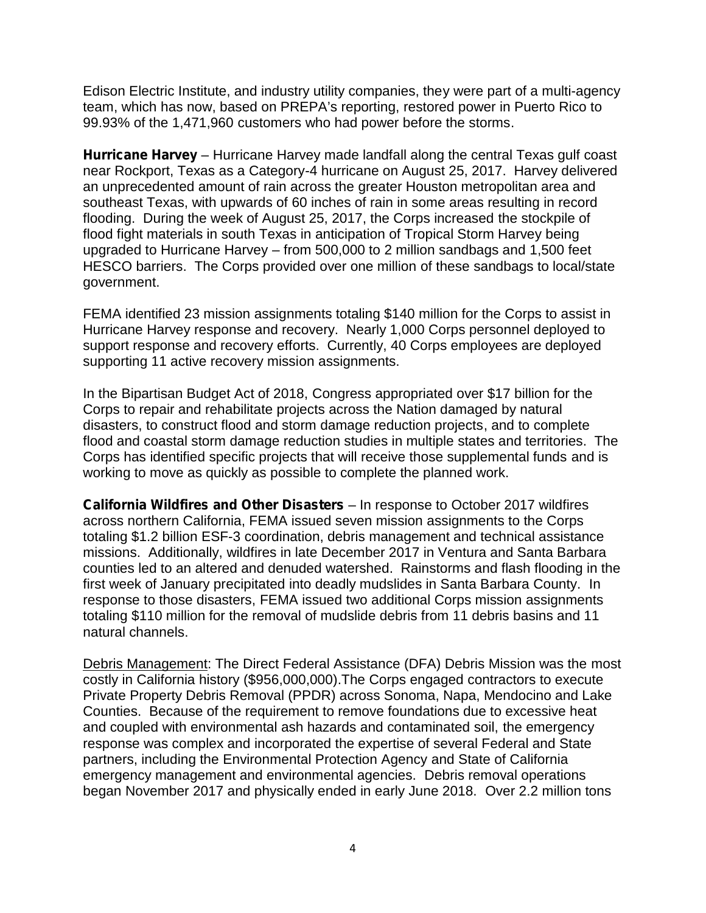Edison Electric Institute, and industry utility companies, they were part of a multi-agency team, which has now, based on PREPA's reporting, restored power in Puerto Rico to 99.93% of the 1,471,960 customers who had power before the storms.

**Hurricane Harvey** – Hurricane Harvey made landfall along the central Texas gulf coast near Rockport, Texas as a Category-4 hurricane on August 25, 2017. Harvey delivered an unprecedented amount of rain across the greater Houston metropolitan area and southeast Texas, with upwards of 60 inches of rain in some areas resulting in record flooding. During the week of August 25, 2017, the Corps increased the stockpile of flood fight materials in south Texas in anticipation of Tropical Storm Harvey being upgraded to Hurricane Harvey – from 500,000 to 2 million sandbags and 1,500 feet HESCO barriers. The Corps provided over one million of these sandbags to local/state government.

FEMA identified 23 mission assignments totaling $140 million for the Corps to assist in Hurricane Harvey response and recovery. Nearly 1,000 Corps personnel deployed to support response and recovery efforts. Currently, 40 Corps employees are deployed supporting 11 active recovery mission assignments.

In the Bipartisan Budget Act of 2018, Congress appropriated over $17 billion for the Corps to repair and rehabilitate projects across the Nation damaged by natural disasters, to construct flood and storm damage reduction projects, and to complete flood and coastal storm damage reduction studies in multiple states and territories. The Corps has identified specific projects that will receive those supplemental funds and is working to move as quickly as possible to complete the planned work.

**California Wildfires and Other Disasters** – In response to October 2017 wildfires across northern California, FEMA issued seven mission assignments to the Corps totaling $1.2 billion ESF-3 coordination, debris management and technical assistance missions. Additionally, wildfires in late December 2017 in Ventura and Santa Barbara counties led to an altered and denuded watershed. Rainstorms and flash flooding in the first week of January precipitated into deadly mudslides in Santa Barbara County. In response to those disasters, FEMA issued two additional Corps mission assignments totaling $110 million for the removal of mudslide debris from 11 debris basins and 11 natural channels.

Debris Management: The Direct Federal Assistance (DFA) Debris Mission was the most costly in California history ($956,000,000).The Corps engaged contractors to execute Private Property Debris Removal (PPDR) across Sonoma, Napa, Mendocino and Lake Counties. Because of the requirement to remove foundations due to excessive heat and coupled with environmental ash hazards and contaminated soil, the emergency response was complex and incorporated the expertise of several Federal and State partners, including the Environmental Protection Agency and State of California emergency management and environmental agencies. Debris removal operations began November 2017 and physically ended in early June 2018. Over 2.2 million tons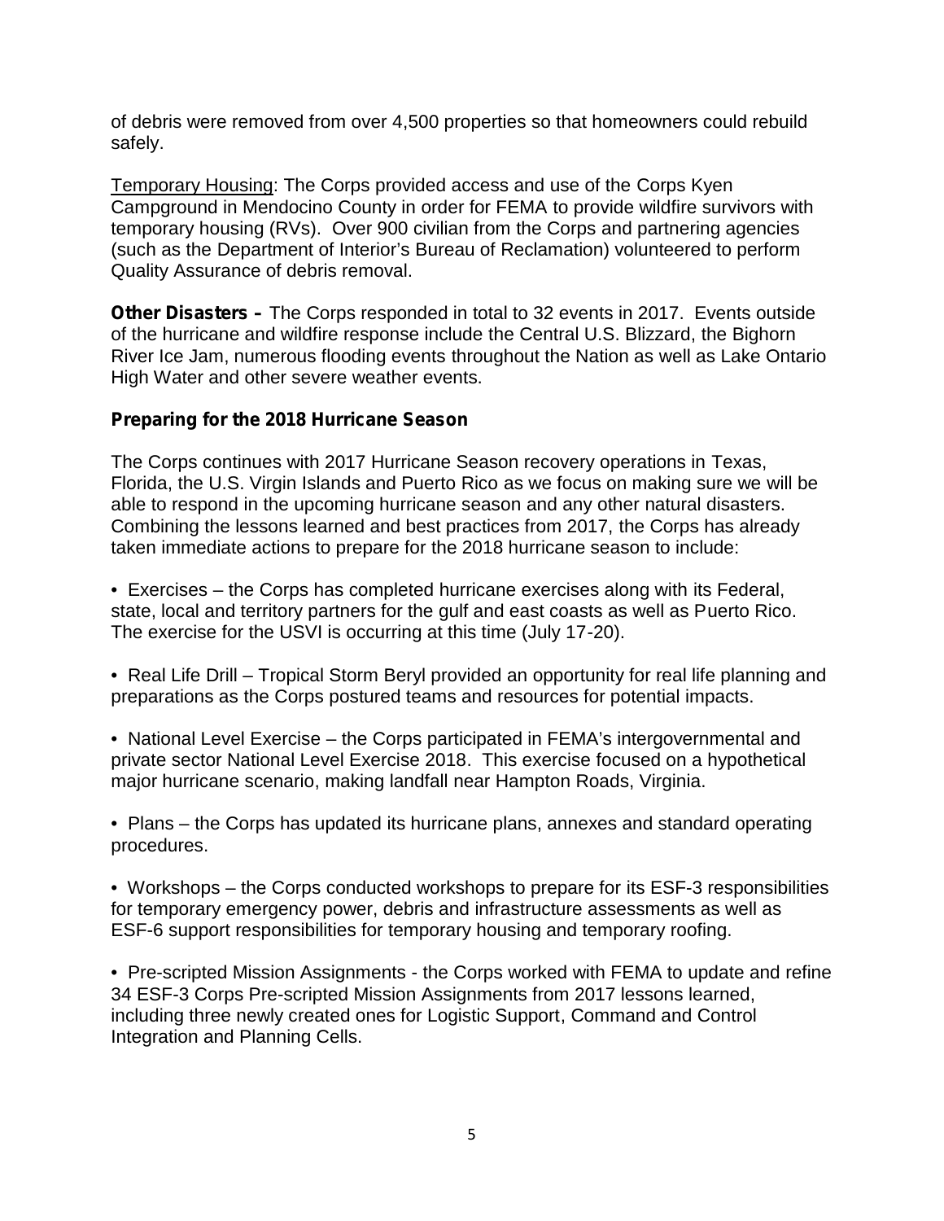of debris were removed from over 4,500 properties so that homeowners could rebuild safely.

Temporary Housing: The Corps provided access and use of the Corps Kyen Campground in Mendocino County in order for FEMA to provide wildfire survivors with temporary housing (RVs). Over 900 civilian from the Corps and partnering agencies (such as the Department of Interior's Bureau of Reclamation) volunteered to perform Quality Assurance of debris removal.

**Other Disasters –** The Corps responded in total to 32 events in 2017. Events outside of the hurricane and wildfire response include the Central U.S. Blizzard, the Bighorn River Ice Jam, numerous flooding events throughout the Nation as well as Lake Ontario High Water and other severe weather events.

**Preparing for the 2018 Hurricane Season**

The Corps continues with 2017 Hurricane Season recovery operations in Texas, Florida, the U.S. Virgin Islands and Puerto Rico as we focus on making sure we will be able to respond in the upcoming hurricane season and any other natural disasters. Combining the lessons learned and best practices from 2017, the Corps has already taken immediate actions to prepare for the 2018 hurricane season to include:

- Exercises – the Corps has completed hurricane exercises along with its Federal, state, local and territory partners for the gulf and east coasts as well as Puerto Rico. The exercise for the USVI is occurring at this time (July 17-20).

- Real Life Drill – Tropical Storm Beryl provided an opportunity for real life planning and preparations as the Corps postured teams and resources for potential impacts.

- National Level Exercise – the Corps participated in FEMA's intergovernmental and private sector National Level Exercise 2018. This exercise focused on a hypothetical major hurricane scenario, making landfall near Hampton Roads, Virginia.

- Plans – the Corps has updated its hurricane plans, annexes and standard operating procedures.

- Workshops – the Corps conducted workshops to prepare for its ESF-3 responsibilities for temporary emergency power, debris and infrastructure assessments as well as ESF-6 support responsibilities for temporary housing and temporary roofing.

- Pre-scripted Mission Assignments - the Corps worked with FEMA to update and refine 34 ESF-3 Corps Pre-scripted Mission Assignments from 2017 lessons learned, including three newly created ones for Logistic Support, Command and Control Integration and Planning Cells.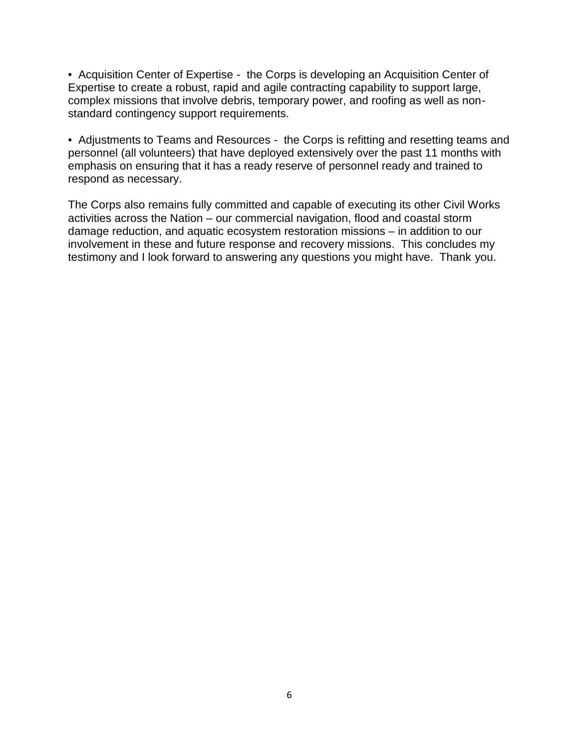- Acquisition Center of Expertise - the Corps is developing an Acquisition Center of Expertise to create a robust, rapid and agile contracting capability to support large, complex missions that involve debris, temporary power, and roofing as well as non-standard contingency support requirements.

- Adjustments to Teams and Resources - the Corps is refitting and resetting teams and personnel (all volunteers) that have deployed extensively over the past 11 months with emphasis on ensuring that it has a ready reserve of personnel ready and trained to respond as necessary.

The Corps also remains fully committed and capable of executing its other Civil Works activities across the Nation – our commercial navigation, flood and coastal storm damage reduction, and aquatic ecosystem restoration missions – in addition to our involvement in these and future response and recovery missions. This concludes my testimony and I look forward to answering any questions you might have. Thank you.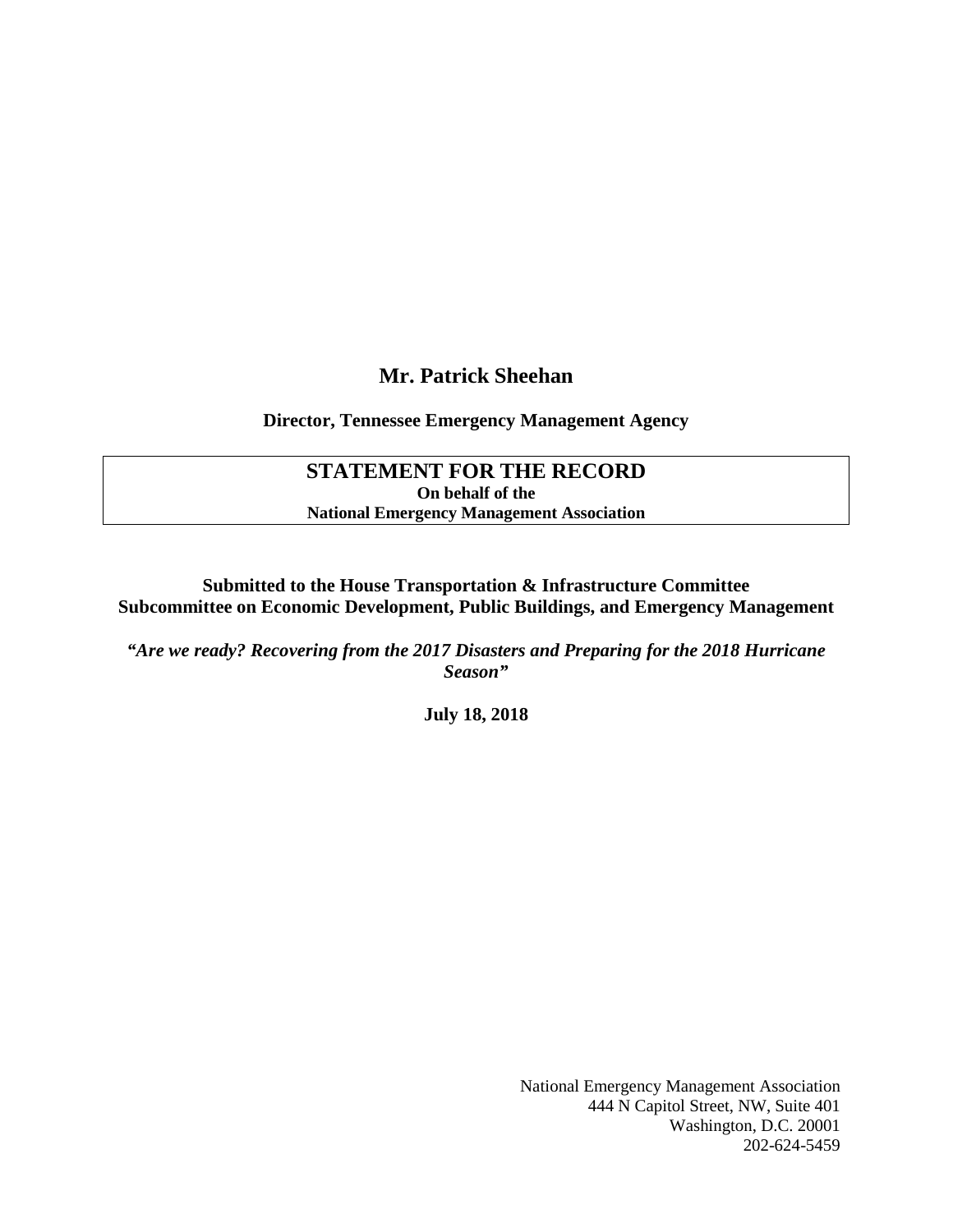# Mr. Patrick Sheehan

**Director, Tennessee Emergency Management Agency**

**STATEMENT FOR THE RECORD**
**On behalf of the**
**National Emergency Management Association**

**Submitted to the House Transportation & Infrastructure Committee**
**Subcommittee on Economic Development, Public Buildings, and Emergency Management**

***"Are we ready? Recovering from the 2017 Disasters and Preparing for the 2018 Hurricane Season"***

**July 18, 2018**

National Emergency Management Association
444 N Capitol Street, NW, Suite 401
Washington, D.C. 20001
202-624-5459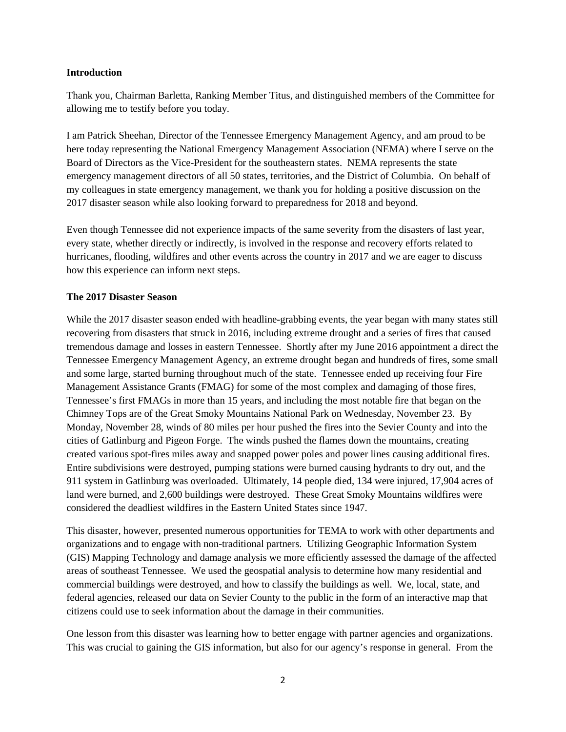**Introduction**

Thank you, Chairman Barletta, Ranking Member Titus, and distinguished members of the Committee for allowing me to testify before you today.

I am Patrick Sheehan, Director of the Tennessee Emergency Management Agency, and am proud to be here today representing the National Emergency Management Association (NEMA) where I serve on the Board of Directors as the Vice-President for the southeastern states. NEMA represents the state emergency management directors of all 50 states, territories, and the District of Columbia. On behalf of my colleagues in state emergency management, we thank you for holding a positive discussion on the 2017 disaster season while also looking forward to preparedness for 2018 and beyond.

Even though Tennessee did not experience impacts of the same severity from the disasters of last year, every state, whether directly or indirectly, is involved in the response and recovery efforts related to hurricanes, flooding, wildfires and other events across the country in 2017 and we are eager to discuss how this experience can inform next steps.

**The 2017 Disaster Season**

While the 2017 disaster season ended with headline-grabbing events, the year began with many states still recovering from disasters that struck in 2016, including extreme drought and a series of fires that caused tremendous damage and losses in eastern Tennessee. Shortly after my June 2016 appointment a direct the Tennessee Emergency Management Agency, an extreme drought began and hundreds of fires, some small and some large, started burning throughout much of the state. Tennessee ended up receiving four Fire Management Assistance Grants (FMAG) for some of the most complex and damaging of those fires, Tennessee's first FMAGs in more than 15 years, and including the most notable fire that began on the Chimney Tops are of the Great Smoky Mountains National Park on Wednesday, November 23. By Monday, November 28, winds of 80 miles per hour pushed the fires into the Sevier County and into the cities of Gatlinburg and Pigeon Forge. The winds pushed the flames down the mountains, creating created various spot-fires miles away and snapped power poles and power lines causing additional fires. Entire subdivisions were destroyed, pumping stations were burned causing hydrants to dry out, and the 911 system in Gatlinburg was overloaded. Ultimately, 14 people died, 134 were injured, 17,904 acres of land were burned, and 2,600 buildings were destroyed. These Great Smoky Mountains wildfires were considered the deadliest wildfires in the Eastern United States since 1947.

This disaster, however, presented numerous opportunities for TEMA to work with other departments and organizations and to engage with non-traditional partners. Utilizing Geographic Information System (GIS) Mapping Technology and damage analysis we more efficiently assessed the damage of the affected areas of southeast Tennessee. We used the geospatial analysis to determine how many residential and commercial buildings were destroyed, and how to classify the buildings as well. We, local, state, and federal agencies, released our data on Sevier County to the public in the form of an interactive map that citizens could use to seek information about the damage in their communities.

One lesson from this disaster was learning how to better engage with partner agencies and organizations. This was crucial to gaining the GIS information, but also for our agency's response in general. From the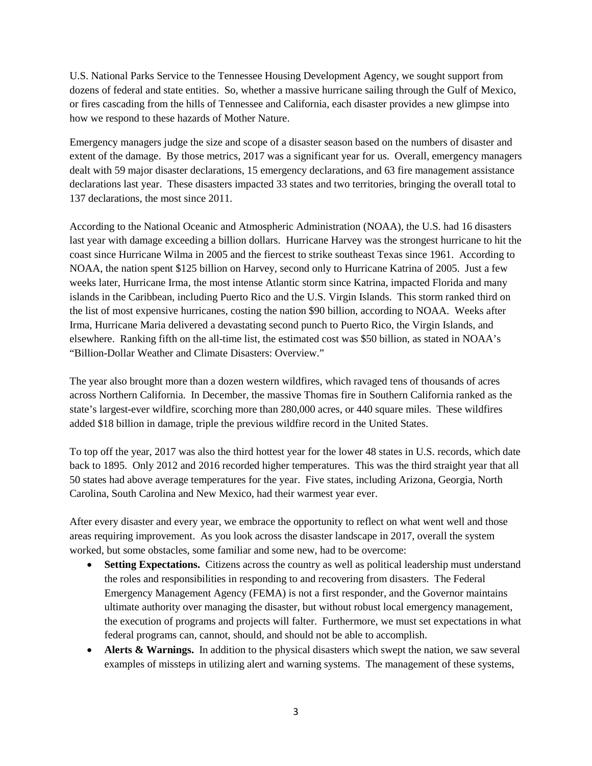U.S. National Parks Service to the Tennessee Housing Development Agency, we sought support from dozens of federal and state entities. So, whether a massive hurricane sailing through the Gulf of Mexico, or fires cascading from the hills of Tennessee and California, each disaster provides a new glimpse into how we respond to these hazards of Mother Nature.

Emergency managers judge the size and scope of a disaster season based on the numbers of disaster and extent of the damage. By those metrics, 2017 was a significant year for us. Overall, emergency managers dealt with 59 major disaster declarations, 15 emergency declarations, and 63 fire management assistance declarations last year. These disasters impacted 33 states and two territories, bringing the overall total to 137 declarations, the most since 2011.

According to the National Oceanic and Atmospheric Administration (NOAA), the U.S. had 16 disasters last year with damage exceeding a billion dollars. Hurricane Harvey was the strongest hurricane to hit the coast since Hurricane Wilma in 2005 and the fiercest to strike southeast Texas since 1961. According to NOAA, the nation spent $125 billion on Harvey, second only to Hurricane Katrina of 2005. Just a few weeks later, Hurricane Irma, the most intense Atlantic storm since Katrina, impacted Florida and many islands in the Caribbean, including Puerto Rico and the U.S. Virgin Islands. This storm ranked third on the list of most expensive hurricanes, costing the nation $90 billion, according to NOAA. Weeks after Irma, Hurricane Maria delivered a devastating second punch to Puerto Rico, the Virgin Islands, and elsewhere. Ranking fifth on the all-time list, the estimated cost was $50 billion, as stated in NOAA's "Billion-Dollar Weather and Climate Disasters: Overview."

The year also brought more than a dozen western wildfires, which ravaged tens of thousands of acres across Northern California. In December, the massive Thomas fire in Southern California ranked as the state's largest-ever wildfire, scorching more than 280,000 acres, or 440 square miles. These wildfires added $18 billion in damage, triple the previous wildfire record in the United States.

To top off the year, 2017 was also the third hottest year for the lower 48 states in U.S. records, which date back to 1895. Only 2012 and 2016 recorded higher temperatures. This was the third straight year that all 50 states had above average temperatures for the year. Five states, including Arizona, Georgia, North Carolina, South Carolina and New Mexico, had their warmest year ever.

After every disaster and every year, we embrace the opportunity to reflect on what went well and those areas requiring improvement. As you look across the disaster landscape in 2017, overall the system worked, but some obstacles, some familiar and some new, had to be overcome:

- **Setting Expectations.** Citizens across the country as well as political leadership must understand the roles and responsibilities in responding to and recovering from disasters. The Federal Emergency Management Agency (FEMA) is not a first responder, and the Governor maintains ultimate authority over managing the disaster, but without robust local emergency management, the execution of programs and projects will falter. Furthermore, we must set expectations in what federal programs can, cannot, should, and should not be able to accomplish.
- **Alerts & Warnings.** In addition to the physical disasters which swept the nation, we saw several examples of missteps in utilizing alert and warning systems. The management of these systems,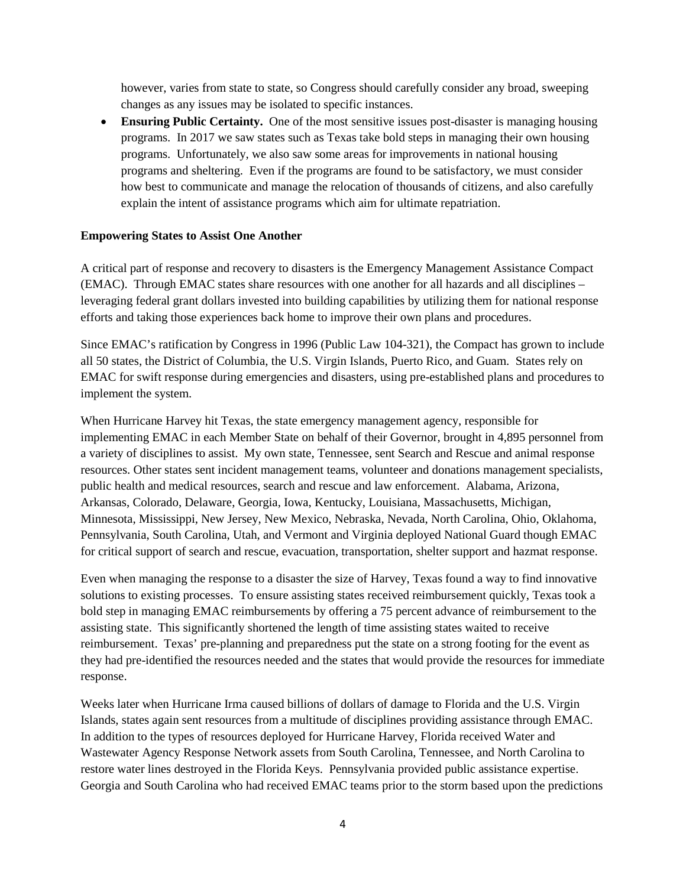however, varies from state to state, so Congress should carefully consider any broad, sweeping changes as any issues may be isolated to specific instances.

- **Ensuring Public Certainty.** One of the most sensitive issues post-disaster is managing housing programs. In 2017 we saw states such as Texas take bold steps in managing their own housing programs. Unfortunately, we also saw some areas for improvements in national housing programs and sheltering. Even if the programs are found to be satisfactory, we must consider how best to communicate and manage the relocation of thousands of citizens, and also carefully explain the intent of assistance programs which aim for ultimate repatriation.

**Empowering States to Assist One Another**

A critical part of response and recovery to disasters is the Emergency Management Assistance Compact (EMAC). Through EMAC states share resources with one another for all hazards and all disciplines – leveraging federal grant dollars invested into building capabilities by utilizing them for national response efforts and taking those experiences back home to improve their own plans and procedures.

Since EMAC's ratification by Congress in 1996 (Public Law 104-321), the Compact has grown to include all 50 states, the District of Columbia, the U.S. Virgin Islands, Puerto Rico, and Guam. States rely on EMAC for swift response during emergencies and disasters, using pre-established plans and procedures to implement the system.

When Hurricane Harvey hit Texas, the state emergency management agency, responsible for implementing EMAC in each Member State on behalf of their Governor, brought in 4,895 personnel from a variety of disciplines to assist. My own state, Tennessee, sent Search and Rescue and animal response resources. Other states sent incident management teams, volunteer and donations management specialists, public health and medical resources, search and rescue and law enforcement. Alabama, Arizona, Arkansas, Colorado, Delaware, Georgia, Iowa, Kentucky, Louisiana, Massachusetts, Michigan, Minnesota, Mississippi, New Jersey, New Mexico, Nebraska, Nevada, North Carolina, Ohio, Oklahoma, Pennsylvania, South Carolina, Utah, and Vermont and Virginia deployed National Guard though EMAC for critical support of search and rescue, evacuation, transportation, shelter support and hazmat response.

Even when managing the response to a disaster the size of Harvey, Texas found a way to find innovative solutions to existing processes. To ensure assisting states received reimbursement quickly, Texas took a bold step in managing EMAC reimbursements by offering a 75 percent advance of reimbursement to the assisting state. This significantly shortened the length of time assisting states waited to receive reimbursement. Texas' pre-planning and preparedness put the state on a strong footing for the event as they had pre-identified the resources needed and the states that would provide the resources for immediate response.

Weeks later when Hurricane Irma caused billions of dollars of damage to Florida and the U.S. Virgin Islands, states again sent resources from a multitude of disciplines providing assistance through EMAC. In addition to the types of resources deployed for Hurricane Harvey, Florida received Water and Wastewater Agency Response Network assets from South Carolina, Tennessee, and North Carolina to restore water lines destroyed in the Florida Keys. Pennsylvania provided public assistance expertise. Georgia and South Carolina who had received EMAC teams prior to the storm based upon the predictions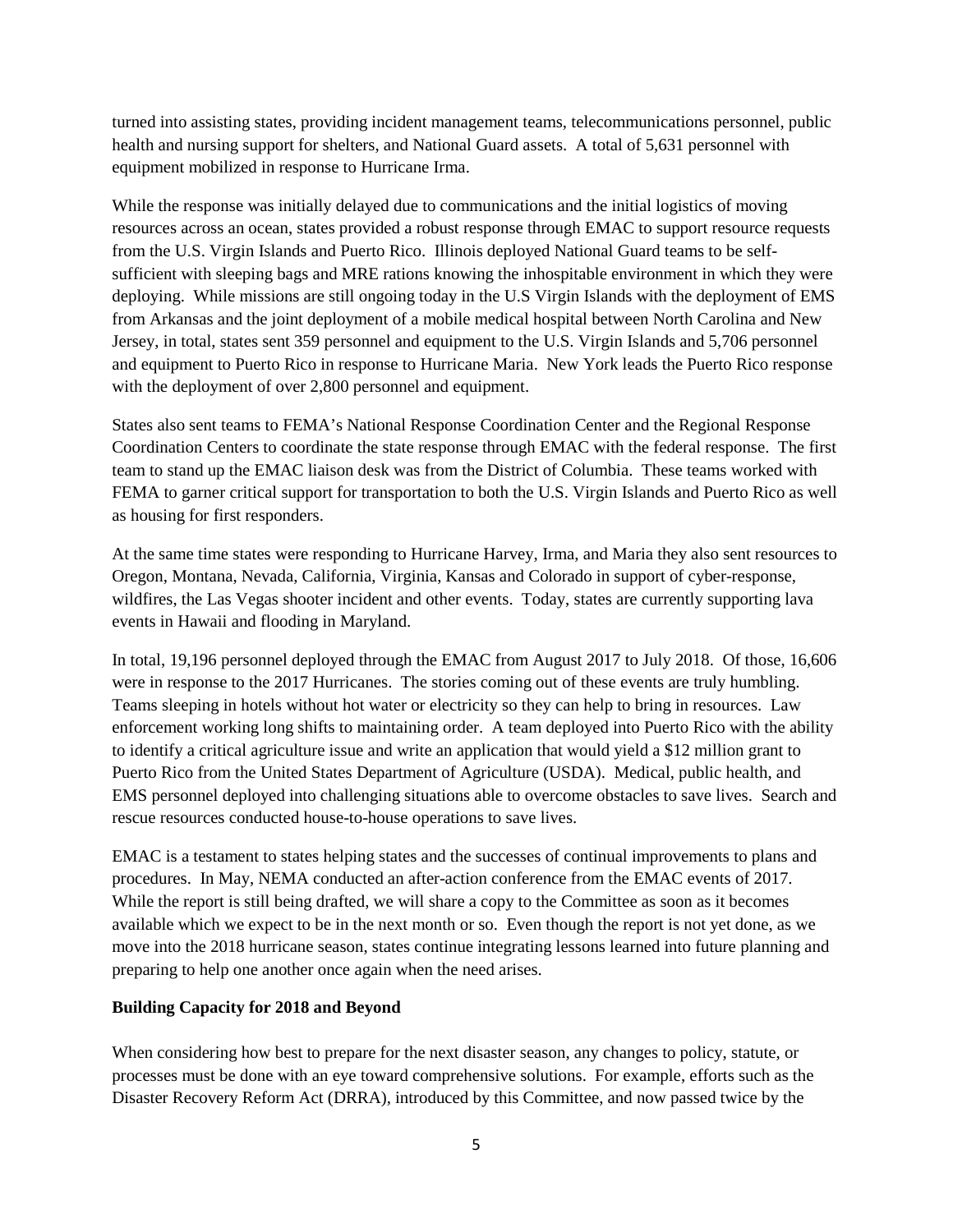turned into assisting states, providing incident management teams, telecommunications personnel, public health and nursing support for shelters, and National Guard assets. A total of 5,631 personnel with equipment mobilized in response to Hurricane Irma.

While the response was initially delayed due to communications and the initial logistics of moving resources across an ocean, states provided a robust response through EMAC to support resource requests from the U.S. Virgin Islands and Puerto Rico. Illinois deployed National Guard teams to be self-sufficient with sleeping bags and MRE rations knowing the inhospitable environment in which they were deploying. While missions are still ongoing today in the U.S Virgin Islands with the deployment of EMS from Arkansas and the joint deployment of a mobile medical hospital between North Carolina and New Jersey, in total, states sent 359 personnel and equipment to the U.S. Virgin Islands and 5,706 personnel and equipment to Puerto Rico in response to Hurricane Maria. New York leads the Puerto Rico response with the deployment of over 2,800 personnel and equipment.

States also sent teams to FEMA's National Response Coordination Center and the Regional Response Coordination Centers to coordinate the state response through EMAC with the federal response. The first team to stand up the EMAC liaison desk was from the District of Columbia. These teams worked with FEMA to garner critical support for transportation to both the U.S. Virgin Islands and Puerto Rico as well as housing for first responders.

At the same time states were responding to Hurricane Harvey, Irma, and Maria they also sent resources to Oregon, Montana, Nevada, California, Virginia, Kansas and Colorado in support of cyber-response, wildfires, the Las Vegas shooter incident and other events. Today, states are currently supporting lava events in Hawaii and flooding in Maryland.

In total, 19,196 personnel deployed through the EMAC from August 2017 to July 2018. Of those, 16,606 were in response to the 2017 Hurricanes. The stories coming out of these events are truly humbling. Teams sleeping in hotels without hot water or electricity so they can help to bring in resources. Law enforcement working long shifts to maintaining order. A team deployed into Puerto Rico with the ability to identify a critical agriculture issue and write an application that would yield a $12 million grant to Puerto Rico from the United States Department of Agriculture (USDA). Medical, public health, and EMS personnel deployed into challenging situations able to overcome obstacles to save lives. Search and rescue resources conducted house-to-house operations to save lives.

EMAC is a testament to states helping states and the successes of continual improvements to plans and procedures. In May, NEMA conducted an after-action conference from the EMAC events of 2017. While the report is still being drafted, we will share a copy to the Committee as soon as it becomes available which we expect to be in the next month or so. Even though the report is not yet done, as we move into the 2018 hurricane season, states continue integrating lessons learned into future planning and preparing to help one another once again when the need arises.

**Building Capacity for 2018 and Beyond**

When considering how best to prepare for the next disaster season, any changes to policy, statute, or processes must be done with an eye toward comprehensive solutions. For example, efforts such as the Disaster Recovery Reform Act (DRRA), introduced by this Committee, and now passed twice by the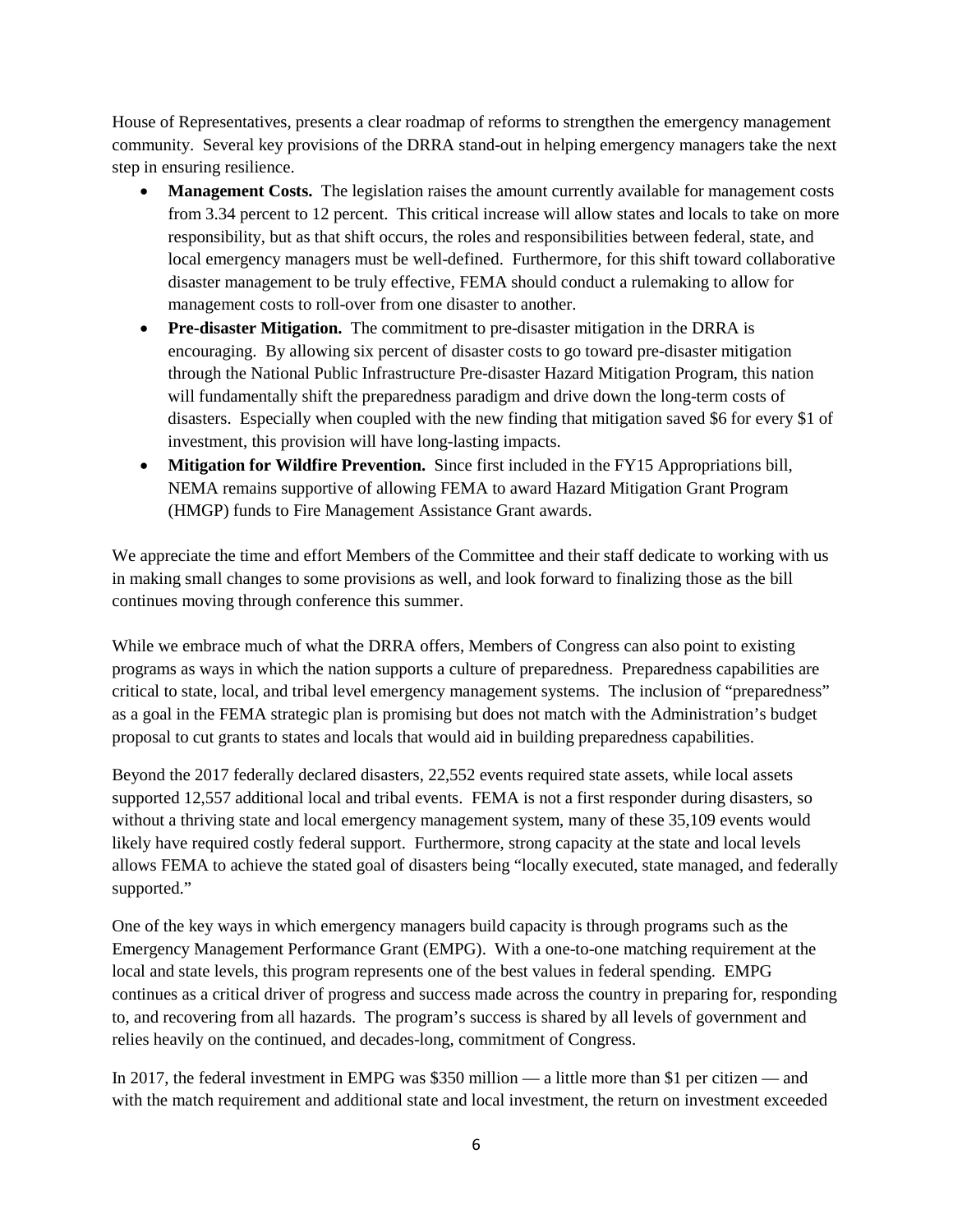House of Representatives, presents a clear roadmap of reforms to strengthen the emergency management community. Several key provisions of the DRRA stand-out in helping emergency managers take the next step in ensuring resilience.

- **Management Costs.** The legislation raises the amount currently available for management costs from 3.34 percent to 12 percent. This critical increase will allow states and locals to take on more responsibility, but as that shift occurs, the roles and responsibilities between federal, state, and local emergency managers must be well-defined. Furthermore, for this shift toward collaborative disaster management to be truly effective, FEMA should conduct a rulemaking to allow for management costs to roll-over from one disaster to another.
- **Pre-disaster Mitigation.** The commitment to pre-disaster mitigation in the DRRA is encouraging. By allowing six percent of disaster costs to go toward pre-disaster mitigation through the National Public Infrastructure Pre-disaster Hazard Mitigation Program, this nation will fundamentally shift the preparedness paradigm and drive down the long-term costs of disasters. Especially when coupled with the new finding that mitigation saved $6 for every $1 of investment, this provision will have long-lasting impacts.
- **Mitigation for Wildfire Prevention.** Since first included in the FY15 Appropriations bill, NEMA remains supportive of allowing FEMA to award Hazard Mitigation Grant Program (HMGP) funds to Fire Management Assistance Grant awards.

We appreciate the time and effort Members of the Committee and their staff dedicate to working with us in making small changes to some provisions as well, and look forward to finalizing those as the bill continues moving through conference this summer.

While we embrace much of what the DRRA offers, Members of Congress can also point to existing programs as ways in which the nation supports a culture of preparedness. Preparedness capabilities are critical to state, local, and tribal level emergency management systems. The inclusion of "preparedness" as a goal in the FEMA strategic plan is promising but does not match with the Administration's budget proposal to cut grants to states and locals that would aid in building preparedness capabilities.

Beyond the 2017 federally declared disasters, 22,552 events required state assets, while local assets supported 12,557 additional local and tribal events. FEMA is not a first responder during disasters, so without a thriving state and local emergency management system, many of these 35,109 events would likely have required costly federal support. Furthermore, strong capacity at the state and local levels allows FEMA to achieve the stated goal of disasters being "locally executed, state managed, and federally supported."

One of the key ways in which emergency managers build capacity is through programs such as the Emergency Management Performance Grant (EMPG). With a one-to-one matching requirement at the local and state levels, this program represents one of the best values in federal spending. EMPG continues as a critical driver of progress and success made across the country in preparing for, responding to, and recovering from all hazards. The program's success is shared by all levels of government and relies heavily on the continued, and decades-long, commitment of Congress.

In 2017, the federal investment in EMPG was $350 million — a little more than $1 per citizen — and with the match requirement and additional state and local investment, the return on investment exceeded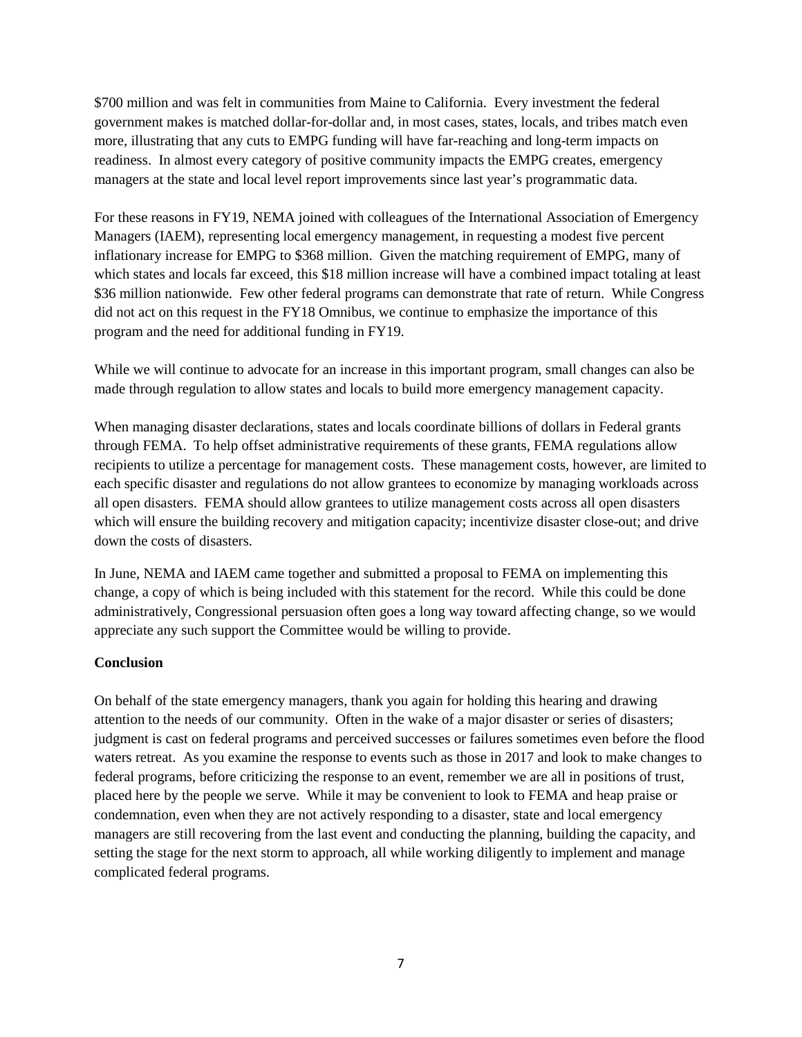$700 million and was felt in communities from Maine to California. Every investment the federal government makes is matched dollar-for-dollar and, in most cases, states, locals, and tribes match even more, illustrating that any cuts to EMPG funding will have far-reaching and long-term impacts on readiness. In almost every category of positive community impacts the EMPG creates, emergency managers at the state and local level report improvements since last year's programmatic data.

For these reasons in FY19, NEMA joined with colleagues of the International Association of Emergency Managers (IAEM), representing local emergency management, in requesting a modest five percent inflationary increase for EMPG to $368 million. Given the matching requirement of EMPG, many of which states and locals far exceed, this $18 million increase will have a combined impact totaling at least $36 million nationwide. Few other federal programs can demonstrate that rate of return. While Congress did not act on this request in the FY18 Omnibus, we continue to emphasize the importance of this program and the need for additional funding in FY19.

While we will continue to advocate for an increase in this important program, small changes can also be made through regulation to allow states and locals to build more emergency management capacity.

When managing disaster declarations, states and locals coordinate billions of dollars in Federal grants through FEMA. To help offset administrative requirements of these grants, FEMA regulations allow recipients to utilize a percentage for management costs. These management costs, however, are limited to each specific disaster and regulations do not allow grantees to economize by managing workloads across all open disasters. FEMA should allow grantees to utilize management costs across all open disasters which will ensure the building recovery and mitigation capacity; incentivize disaster close-out; and drive down the costs of disasters.

In June, NEMA and IAEM came together and submitted a proposal to FEMA on implementing this change, a copy of which is being included with this statement for the record. While this could be done administratively, Congressional persuasion often goes a long way toward affecting change, so we would appreciate any such support the Committee would be willing to provide.

**Conclusion**

On behalf of the state emergency managers, thank you again for holding this hearing and drawing attention to the needs of our community. Often in the wake of a major disaster or series of disasters; judgment is cast on federal programs and perceived successes or failures sometimes even before the flood waters retreat. As you examine the response to events such as those in 2017 and look to make changes to federal programs, before criticizing the response to an event, remember we are all in positions of trust, placed here by the people we serve. While it may be convenient to look to FEMA and heap praise or condemnation, even when they are not actively responding to a disaster, state and local emergency managers are still recovering from the last event and conducting the planning, building the capacity, and setting the stage for the next storm to approach, all while working diligently to implement and manage complicated federal programs.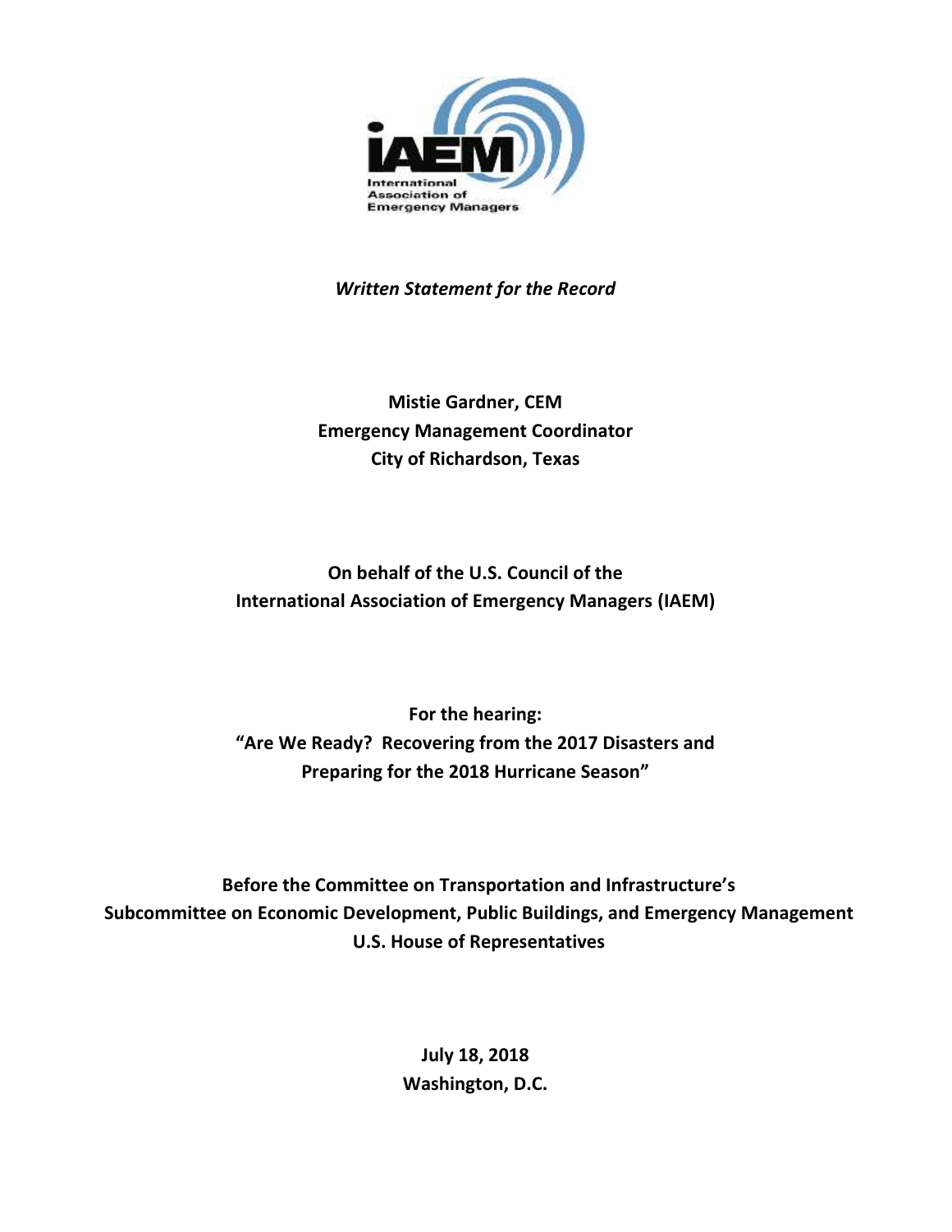iAEM

International Association of Emergency Managers

*Written Statement for the Record*

**Mistie Gardner, CEM**
**Emergency Management Coordinator**
**City of Richardson, Texas**

**On behalf of the U.S. Council of the**
**International Association of Emergency Managers (IAEM)**

**For the hearing:**
**"Are We Ready? Recovering from the 2017 Disasters and**
**Preparing for the 2018 Hurricane Season"**

**Before the Committee on Transportation and Infrastructure's**
**Subcommittee on Economic Development, Public Buildings, and Emergency Management**
**U.S. House of Representatives**

**July 18, 2018**
**Washington, D.C.**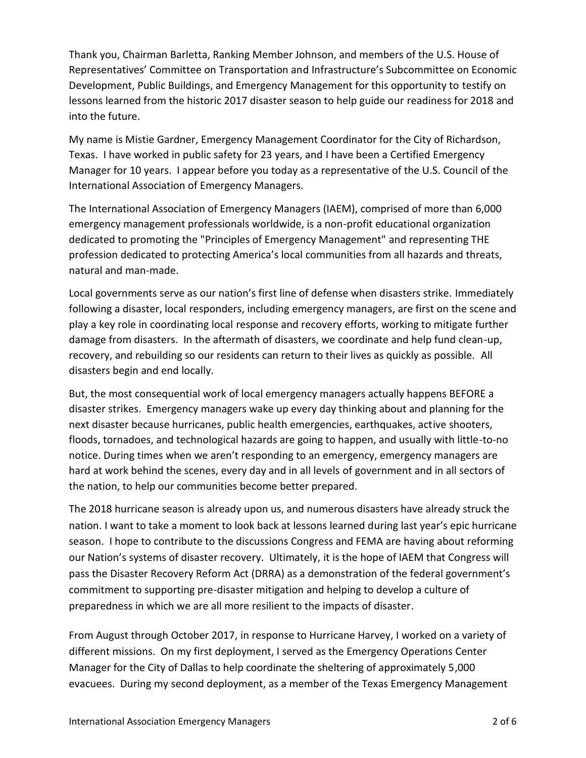Thank you, Chairman Barletta, Ranking Member Johnson, and members of the U.S. House of Representatives' Committee on Transportation and Infrastructure's Subcommittee on Economic Development, Public Buildings, and Emergency Management for this opportunity to testify on lessons learned from the historic 2017 disaster season to help guide our readiness for 2018 and into the future.

My name is Mistie Gardner, Emergency Management Coordinator for the City of Richardson, Texas. I have worked in public safety for 23 years, and I have been a Certified Emergency Manager for 10 years. I appear before you today as a representative of the U.S. Council of the International Association of Emergency Managers.

The International Association of Emergency Managers (IAEM), comprised of more than 6,000 emergency management professionals worldwide, is a non-profit educational organization dedicated to promoting the "Principles of Emergency Management" and representing THE profession dedicated to protecting America's local communities from all hazards and threats, natural and man-made.

Local governments serve as our nation's first line of defense when disasters strike. Immediately following a disaster, local responders, including emergency managers, are first on the scene and play a key role in coordinating local response and recovery efforts, working to mitigate further damage from disasters. In the aftermath of disasters, we coordinate and help fund clean-up, recovery, and rebuilding so our residents can return to their lives as quickly as possible. All disasters begin and end locally.

But, the most consequential work of local emergency managers actually happens BEFORE a disaster strikes. Emergency managers wake up every day thinking about and planning for the next disaster because hurricanes, public health emergencies, earthquakes, active shooters, floods, tornadoes, and technological hazards are going to happen, and usually with little-to-no notice. During times when we aren't responding to an emergency, emergency managers are hard at work behind the scenes, every day and in all levels of government and in all sectors of the nation, to help our communities become better prepared.

The 2018 hurricane season is already upon us, and numerous disasters have already struck the nation. I want to take a moment to look back at lessons learned during last year's epic hurricane season. I hope to contribute to the discussions Congress and FEMA are having about reforming our Nation's systems of disaster recovery. Ultimately, it is the hope of IAEM that Congress will pass the Disaster Recovery Reform Act (DRRA) as a demonstration of the federal government's commitment to supporting pre-disaster mitigation and helping to develop a culture of preparedness in which we are all more resilient to the impacts of disaster.

From August through October 2017, in response to Hurricane Harvey, I worked on a variety of different missions. On my first deployment, I served as the Emergency Operations Center Manager for the City of Dallas to help coordinate the sheltering of approximately 5,000 evacuees. During my second deployment, as a member of the Texas Emergency Management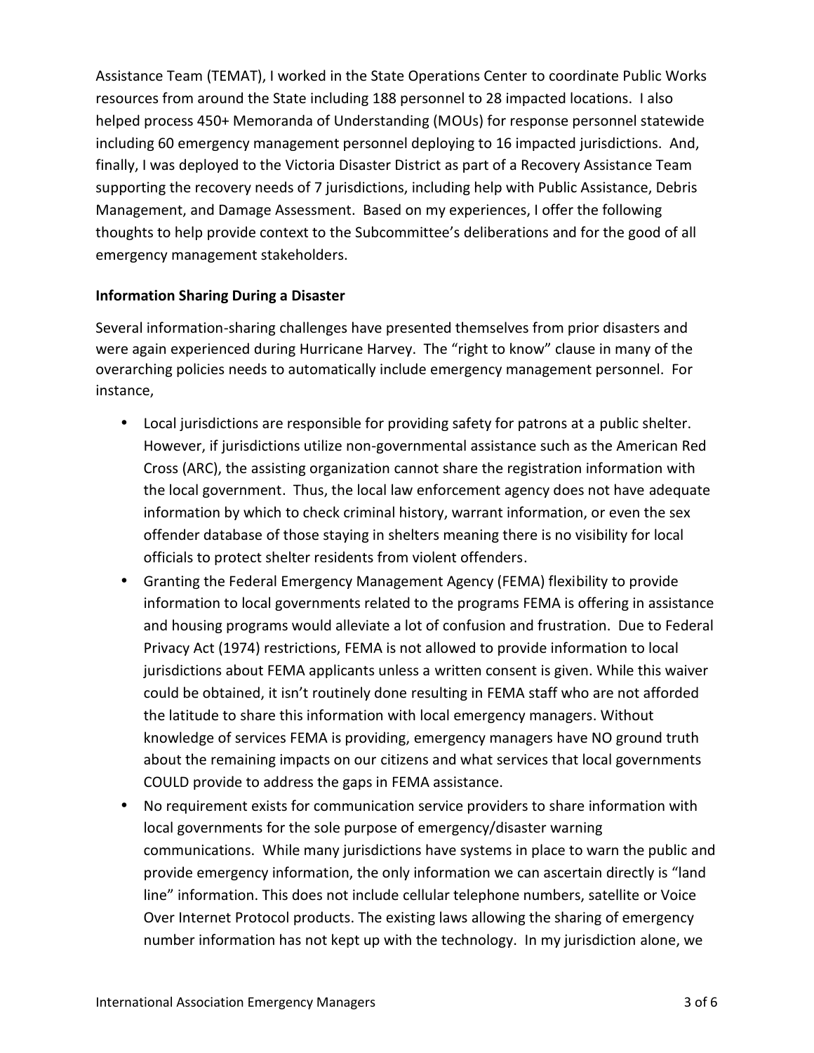Assistance Team (TEMAT), I worked in the State Operations Center to coordinate Public Works resources from around the State including 188 personnel to 28 impacted locations. I also helped process 450+ Memoranda of Understanding (MOUs) for response personnel statewide including 60 emergency management personnel deploying to 16 impacted jurisdictions. And, finally, I was deployed to the Victoria Disaster District as part of a Recovery Assistance Team supporting the recovery needs of 7 jurisdictions, including help with Public Assistance, Debris Management, and Damage Assessment. Based on my experiences, I offer the following thoughts to help provide context to the Subcommittee's deliberations and for the good of all emergency management stakeholders.

**Information Sharing During a Disaster**

Several information-sharing challenges have presented themselves from prior disasters and were again experienced during Hurricane Harvey. The "right to know" clause in many of the overarching policies needs to automatically include emergency management personnel. For instance,

- Local jurisdictions are responsible for providing safety for patrons at a public shelter. However, if jurisdictions utilize non-governmental assistance such as the American Red Cross (ARC), the assisting organization cannot share the registration information with the local government. Thus, the local law enforcement agency does not have adequate information by which to check criminal history, warrant information, or even the sex offender database of those staying in shelters meaning there is no visibility for local officials to protect shelter residents from violent offenders.
- Granting the Federal Emergency Management Agency (FEMA) flexibility to provide information to local governments related to the programs FEMA is offering in assistance and housing programs would alleviate a lot of confusion and frustration. Due to Federal Privacy Act (1974) restrictions, FEMA is not allowed to provide information to local jurisdictions about FEMA applicants unless a written consent is given. While this waiver could be obtained, it isn't routinely done resulting in FEMA staff who are not afforded the latitude to share this information with local emergency managers. Without knowledge of services FEMA is providing, emergency managers have NO ground truth about the remaining impacts on our citizens and what services that local governments COULD provide to address the gaps in FEMA assistance.
- No requirement exists for communication service providers to share information with local governments for the sole purpose of emergency/disaster warning communications. While many jurisdictions have systems in place to warn the public and provide emergency information, the only information we can ascertain directly is "land line" information. This does not include cellular telephone numbers, satellite or Voice Over Internet Protocol products. The existing laws allowing the sharing of emergency number information has not kept up with the technology. In my jurisdiction alone, we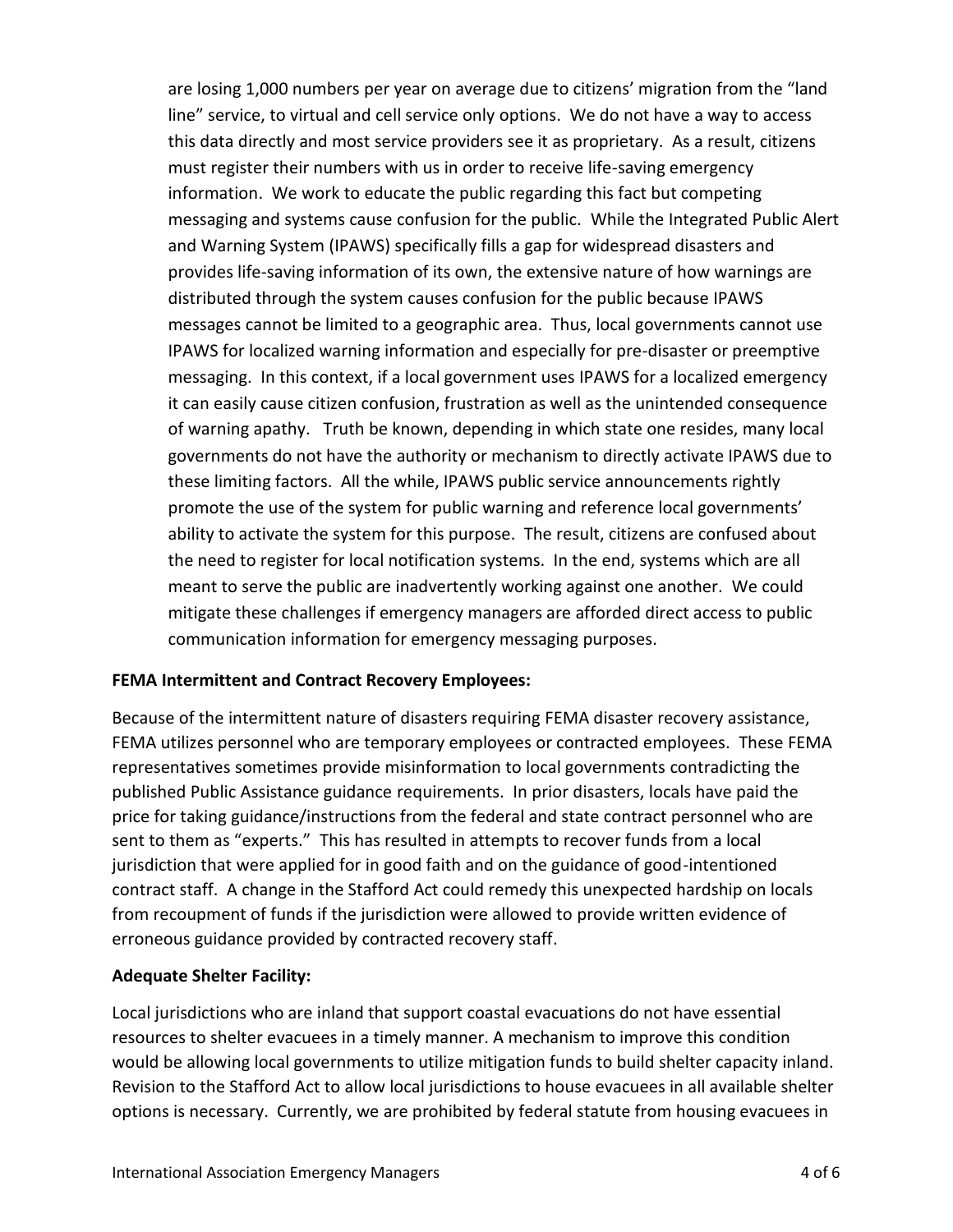are losing 1,000 numbers per year on average due to citizens' migration from the "land line" service, to virtual and cell service only options. We do not have a way to access this data directly and most service providers see it as proprietary. As a result, citizens must register their numbers with us in order to receive life-saving emergency information. We work to educate the public regarding this fact but competing messaging and systems cause confusion for the public. While the Integrated Public Alert and Warning System (IPAWS) specifically fills a gap for widespread disasters and provides life-saving information of its own, the extensive nature of how warnings are distributed through the system causes confusion for the public because IPAWS messages cannot be limited to a geographic area. Thus, local governments cannot use IPAWS for localized warning information and especially for pre-disaster or preemptive messaging. In this context, if a local government uses IPAWS for a localized emergency it can easily cause citizen confusion, frustration as well as the unintended consequence of warning apathy. Truth be known, depending in which state one resides, many local governments do not have the authority or mechanism to directly activate IPAWS due to these limiting factors. All the while, IPAWS public service announcements rightly promote the use of the system for public warning and reference local governments' ability to activate the system for this purpose. The result, citizens are confused about the need to register for local notification systems. In the end, systems which are all meant to serve the public are inadvertently working against one another. We could mitigate these challenges if emergency managers are afforded direct access to public communication information for emergency messaging purposes.

**FEMA Intermittent and Contract Recovery Employees:**

Because of the intermittent nature of disasters requiring FEMA disaster recovery assistance, FEMA utilizes personnel who are temporary employees or contracted employees. These FEMA representatives sometimes provide misinformation to local governments contradicting the published Public Assistance guidance requirements. In prior disasters, locals have paid the price for taking guidance/instructions from the federal and state contract personnel who are sent to them as "experts." This has resulted in attempts to recover funds from a local jurisdiction that were applied for in good faith and on the guidance of good-intentioned contract staff. A change in the Stafford Act could remedy this unexpected hardship on locals from recoupment of funds if the jurisdiction were allowed to provide written evidence of erroneous guidance provided by contracted recovery staff.

**Adequate Shelter Facility:**

Local jurisdictions who are inland that support coastal evacuations do not have essential resources to shelter evacuees in a timely manner. A mechanism to improve this condition would be allowing local governments to utilize mitigation funds to build shelter capacity inland. Revision to the Stafford Act to allow local jurisdictions to house evacuees in all available shelter options is necessary. Currently, we are prohibited by federal statute from housing evacuees in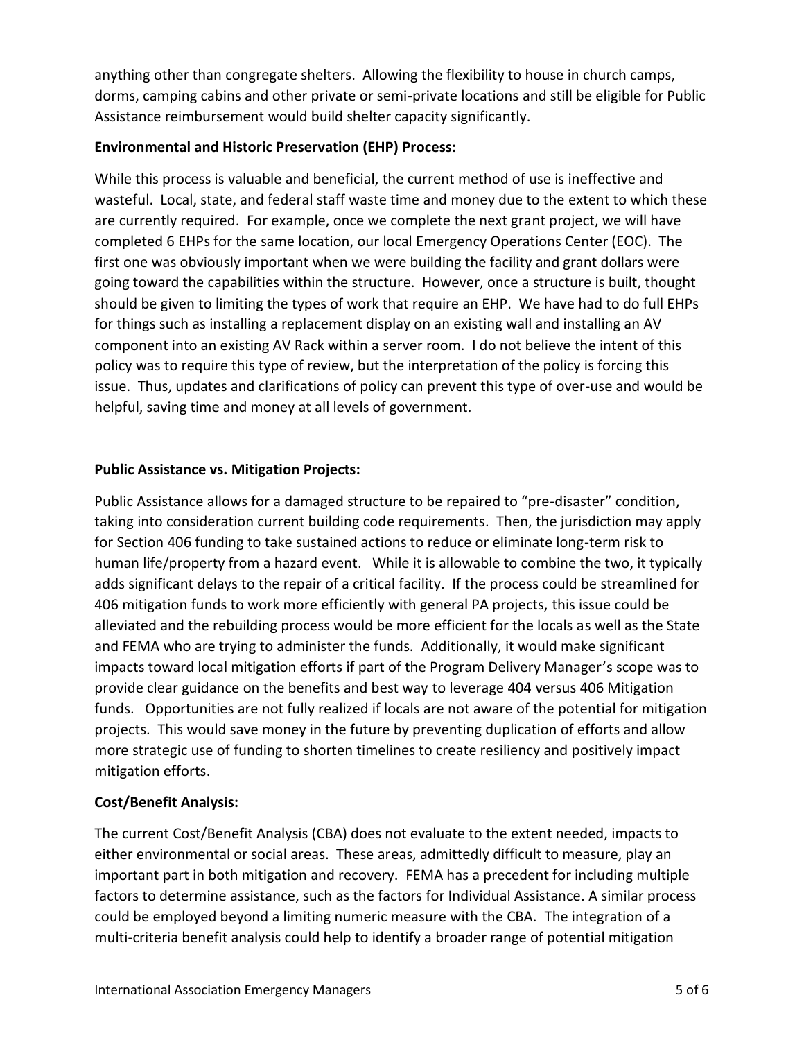anything other than congregate shelters. Allowing the flexibility to house in church camps, dorms, camping cabins and other private or semi-private locations and still be eligible for Public Assistance reimbursement would build shelter capacity significantly.

**Environmental and Historic Preservation (EHP) Process:**

While this process is valuable and beneficial, the current method of use is ineffective and wasteful. Local, state, and federal staff waste time and money due to the extent to which these are currently required. For example, once we complete the next grant project, we will have completed 6 EHPs for the same location, our local Emergency Operations Center (EOC). The first one was obviously important when we were building the facility and grant dollars were going toward the capabilities within the structure. However, once a structure is built, thought should be given to limiting the types of work that require an EHP. We have had to do full EHPs for things such as installing a replacement display on an existing wall and installing an AV component into an existing AV Rack within a server room. I do not believe the intent of this policy was to require this type of review, but the interpretation of the policy is forcing this issue. Thus, updates and clarifications of policy can prevent this type of over-use and would be helpful, saving time and money at all levels of government.

**Public Assistance vs. Mitigation Projects:**

Public Assistance allows for a damaged structure to be repaired to "pre-disaster" condition, taking into consideration current building code requirements. Then, the jurisdiction may apply for Section 406 funding to take sustained actions to reduce or eliminate long-term risk to human life/property from a hazard event. While it is allowable to combine the two, it typically adds significant delays to the repair of a critical facility. If the process could be streamlined for 406 mitigation funds to work more efficiently with general PA projects, this issue could be alleviated and the rebuilding process would be more efficient for the locals as well as the State and FEMA who are trying to administer the funds. Additionally, it would make significant impacts toward local mitigation efforts if part of the Program Delivery Manager's scope was to provide clear guidance on the benefits and best way to leverage 404 versus 406 Mitigation funds. Opportunities are not fully realized if locals are not aware of the potential for mitigation projects. This would save money in the future by preventing duplication of efforts and allow more strategic use of funding to shorten timelines to create resiliency and positively impact mitigation efforts.

**Cost/Benefit Analysis:**

The current Cost/Benefit Analysis (CBA) does not evaluate to the extent needed, impacts to either environmental or social areas. These areas, admittedly difficult to measure, play an important part in both mitigation and recovery. FEMA has a precedent for including multiple factors to determine assistance, such as the factors for Individual Assistance. A similar process could be employed beyond a limiting numeric measure with the CBA. The integration of a multi-criteria benefit analysis could help to identify a broader range of potential mitigation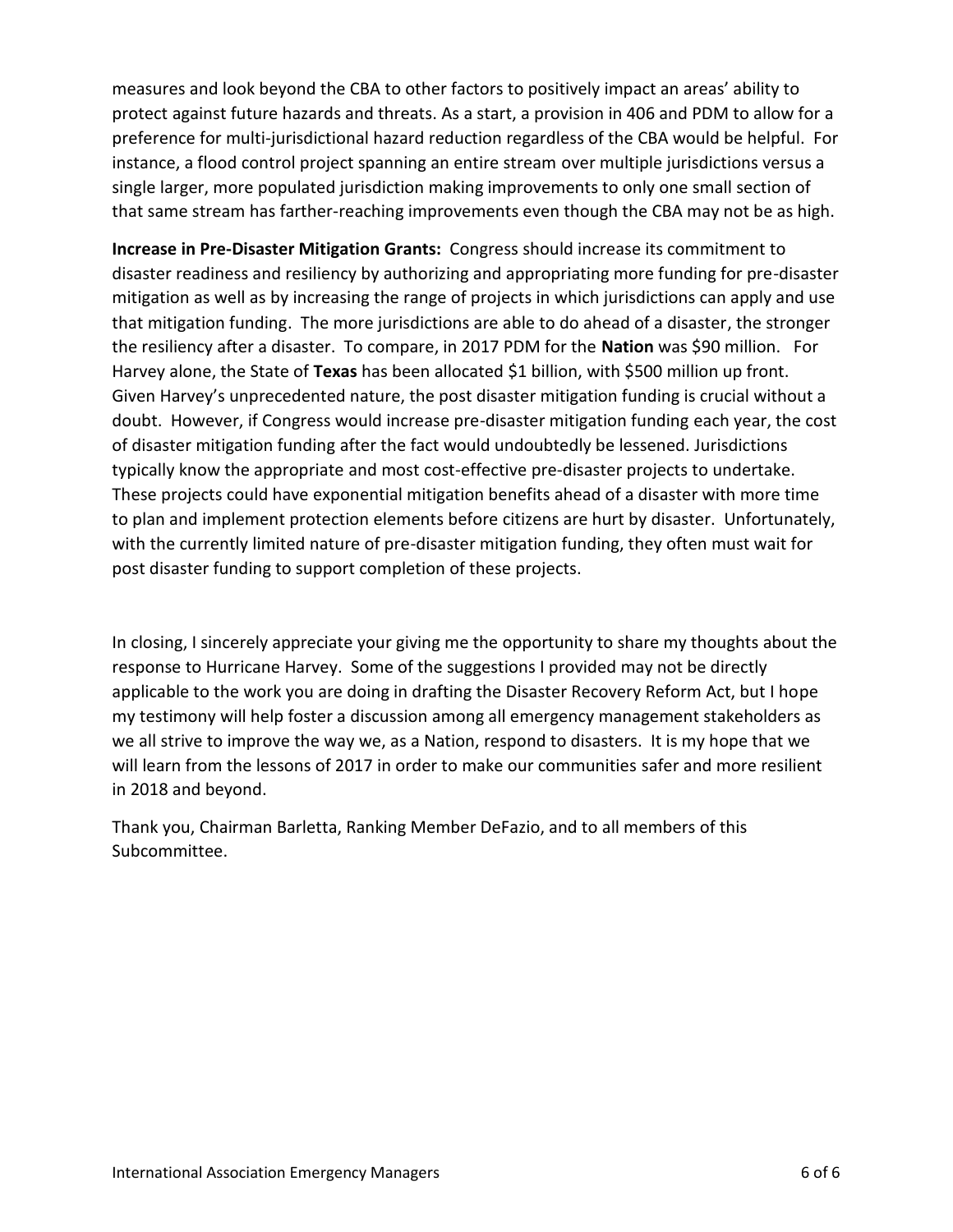measures and look beyond the CBA to other factors to positively impact an areas' ability to protect against future hazards and threats. As a start, a provision in 406 and PDM to allow for a preference for multi-jurisdictional hazard reduction regardless of the CBA would be helpful. For instance, a flood control project spanning an entire stream over multiple jurisdictions versus a single larger, more populated jurisdiction making improvements to only one small section of that same stream has farther-reaching improvements even though the CBA may not be as high.

**Increase in Pre-Disaster Mitigation Grants:** Congress should increase its commitment to disaster readiness and resiliency by authorizing and appropriating more funding for pre-disaster mitigation as well as by increasing the range of projects in which jurisdictions can apply and use that mitigation funding. The more jurisdictions are able to do ahead of a disaster, the stronger the resiliency after a disaster. To compare, in 2017 PDM for the **Nation** was $90 million. For Harvey alone, the State of **Texas** has been allocated $1 billion, with $500 million up front. Given Harvey's unprecedented nature, the post disaster mitigation funding is crucial without a doubt. However, if Congress would increase pre-disaster mitigation funding each year, the cost of disaster mitigation funding after the fact would undoubtedly be lessened. Jurisdictions typically know the appropriate and most cost-effective pre-disaster projects to undertake. These projects could have exponential mitigation benefits ahead of a disaster with more time to plan and implement protection elements before citizens are hurt by disaster. Unfortunately, with the currently limited nature of pre-disaster mitigation funding, they often must wait for post disaster funding to support completion of these projects.

In closing, I sincerely appreciate your giving me the opportunity to share my thoughts about the response to Hurricane Harvey. Some of the suggestions I provided may not be directly applicable to the work you are doing in drafting the Disaster Recovery Reform Act, but I hope my testimony will help foster a discussion among all emergency management stakeholders as we all strive to improve the way we, as a Nation, respond to disasters. It is my hope that we will learn from the lessons of 2017 in order to make our communities safer and more resilient in 2018 and beyond.

Thank you, Chairman Barletta, Ranking Member DeFazio, and to all members of this Subcommittee.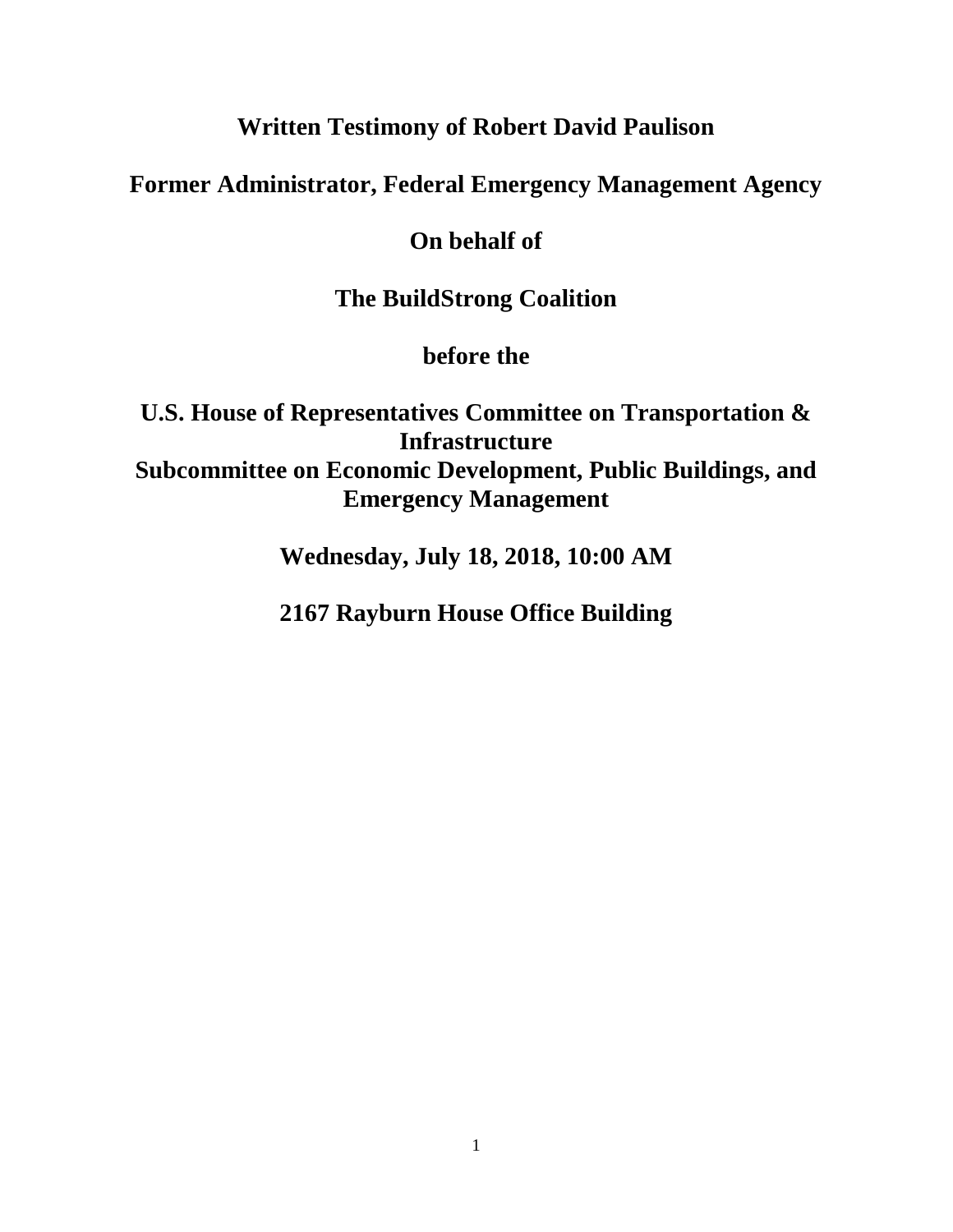**Written Testimony of Robert David Paulison**

**Former Administrator, Federal Emergency Management Agency**

**On behalf of**

**The BuildStrong Coalition**

**before the**

**U.S. House of Representatives Committee on Transportation & Infrastructure**
**Subcommittee on Economic Development, Public Buildings, and Emergency Management**

**Wednesday, July 18, 2018, 10:00 AM**

**2167 Rayburn House Office Building**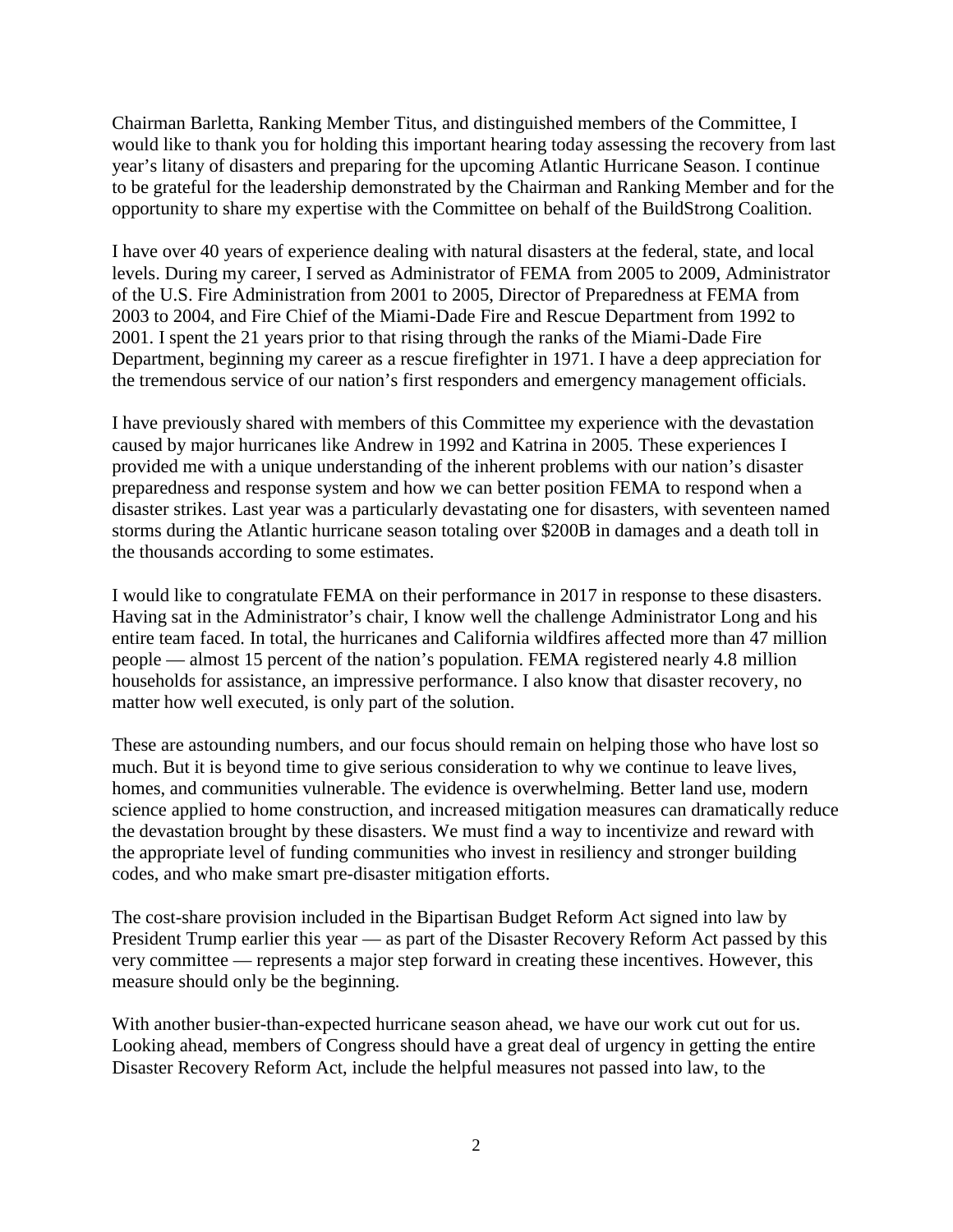Chairman Barletta, Ranking Member Titus, and distinguished members of the Committee, I would like to thank you for holding this important hearing today assessing the recovery from last year's litany of disasters and preparing for the upcoming Atlantic Hurricane Season. I continue to be grateful for the leadership demonstrated by the Chairman and Ranking Member and for the opportunity to share my expertise with the Committee on behalf of the BuildStrong Coalition.

I have over 40 years of experience dealing with natural disasters at the federal, state, and local levels. During my career, I served as Administrator of FEMA from 2005 to 2009, Administrator of the U.S. Fire Administration from 2001 to 2005, Director of Preparedness at FEMA from 2003 to 2004, and Fire Chief of the Miami-Dade Fire and Rescue Department from 1992 to 2001. I spent the 21 years prior to that rising through the ranks of the Miami-Dade Fire Department, beginning my career as a rescue firefighter in 1971. I have a deep appreciation for the tremendous service of our nation's first responders and emergency management officials.

I have previously shared with members of this Committee my experience with the devastation caused by major hurricanes like Andrew in 1992 and Katrina in 2005. These experiences I provided me with a unique understanding of the inherent problems with our nation's disaster preparedness and response system and how we can better position FEMA to respond when a disaster strikes. Last year was a particularly devastating one for disasters, with seventeen named storms during the Atlantic hurricane season totaling over $200B in damages and a death toll in the thousands according to some estimates.

I would like to congratulate FEMA on their performance in 2017 in response to these disasters. Having sat in the Administrator's chair, I know well the challenge Administrator Long and his entire team faced. In total, the hurricanes and California wildfires affected more than 47 million people — almost 15 percent of the nation's population. FEMA registered nearly 4.8 million households for assistance, an impressive performance. I also know that disaster recovery, no matter how well executed, is only part of the solution.

These are astounding numbers, and our focus should remain on helping those who have lost so much. But it is beyond time to give serious consideration to why we continue to leave lives, homes, and communities vulnerable. The evidence is overwhelming. Better land use, modern science applied to home construction, and increased mitigation measures can dramatically reduce the devastation brought by these disasters. We must find a way to incentivize and reward with the appropriate level of funding communities who invest in resiliency and stronger building codes, and who make smart pre-disaster mitigation efforts.

The cost-share provision included in the Bipartisan Budget Reform Act signed into law by President Trump earlier this year — as part of the Disaster Recovery Reform Act passed by this very committee — represents a major step forward in creating these incentives. However, this measure should only be the beginning.

With another busier-than-expected hurricane season ahead, we have our work cut out for us. Looking ahead, members of Congress should have a great deal of urgency in getting the entire Disaster Recovery Reform Act, include the helpful measures not passed into law, to the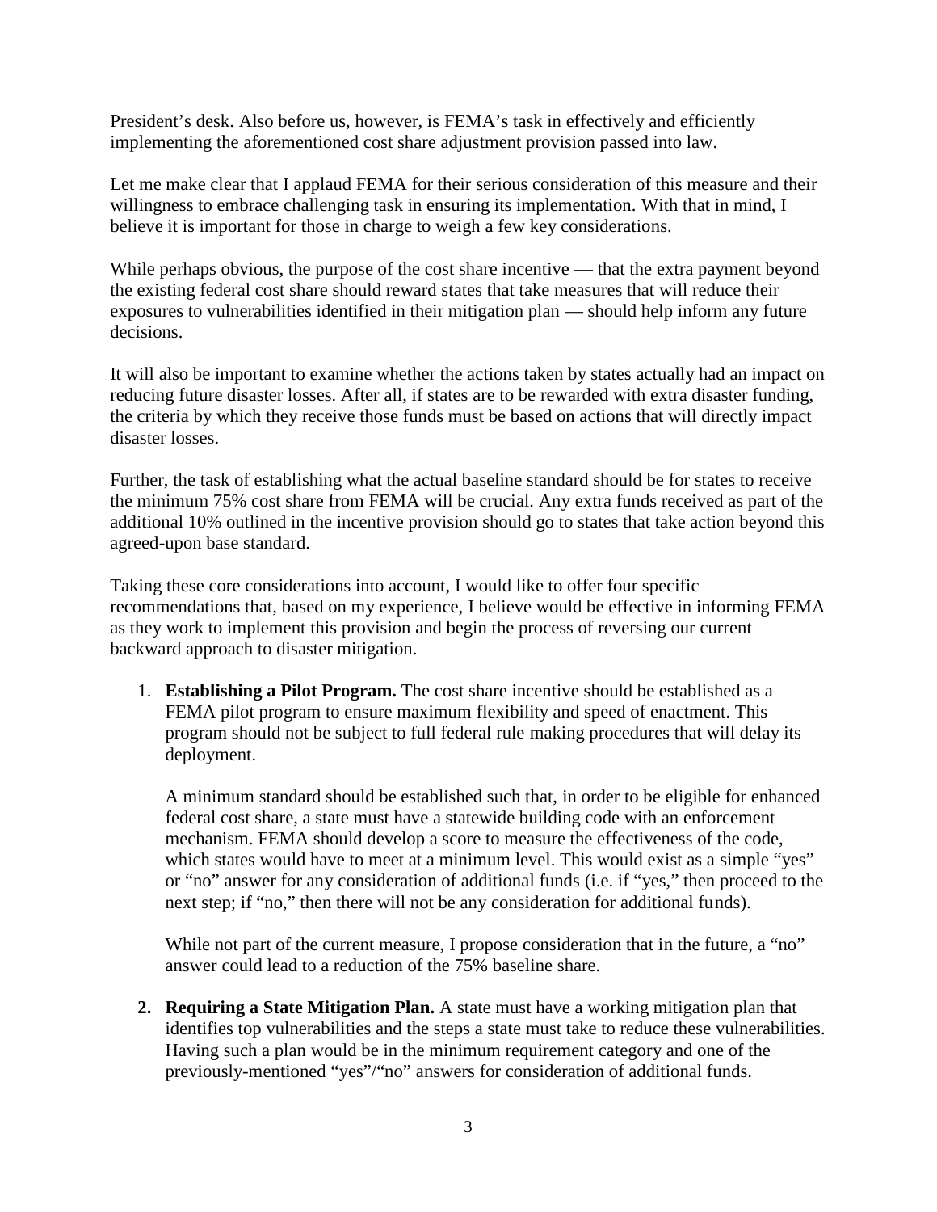President's desk. Also before us, however, is FEMA's task in effectively and efficiently implementing the aforementioned cost share adjustment provision passed into law.

Let me make clear that I applaud FEMA for their serious consideration of this measure and their willingness to embrace challenging task in ensuring its implementation. With that in mind, I believe it is important for those in charge to weigh a few key considerations.

While perhaps obvious, the purpose of the cost share incentive — that the extra payment beyond the existing federal cost share should reward states that take measures that will reduce their exposures to vulnerabilities identified in their mitigation plan — should help inform any future decisions.

It will also be important to examine whether the actions taken by states actually had an impact on reducing future disaster losses. After all, if states are to be rewarded with extra disaster funding, the criteria by which they receive those funds must be based on actions that will directly impact disaster losses.

Further, the task of establishing what the actual baseline standard should be for states to receive the minimum 75% cost share from FEMA will be crucial. Any extra funds received as part of the additional 10% outlined in the incentive provision should go to states that take action beyond this agreed-upon base standard.

Taking these core considerations into account, I would like to offer four specific recommendations that, based on my experience, I believe would be effective in informing FEMA as they work to implement this provision and begin the process of reversing our current backward approach to disaster mitigation.

1. **Establishing a Pilot Program.** The cost share incentive should be established as a FEMA pilot program to ensure maximum flexibility and speed of enactment. This program should not be subject to full federal rule making procedures that will delay its deployment.

   A minimum standard should be established such that, in order to be eligible for enhanced federal cost share, a state must have a statewide building code with an enforcement mechanism. FEMA should develop a score to measure the effectiveness of the code, which states would have to meet at a minimum level. This would exist as a simple "yes" or "no" answer for any consideration of additional funds (i.e. if "yes," then proceed to the next step; if "no," then there will not be any consideration for additional funds).

   While not part of the current measure, I propose consideration that in the future, a "no" answer could lead to a reduction of the 75% baseline share.

2. **Requiring a State Mitigation Plan.** A state must have a working mitigation plan that identifies top vulnerabilities and the steps a state must take to reduce these vulnerabilities. Having such a plan would be in the minimum requirement category and one of the previously-mentioned "yes"/"no" answers for consideration of additional funds.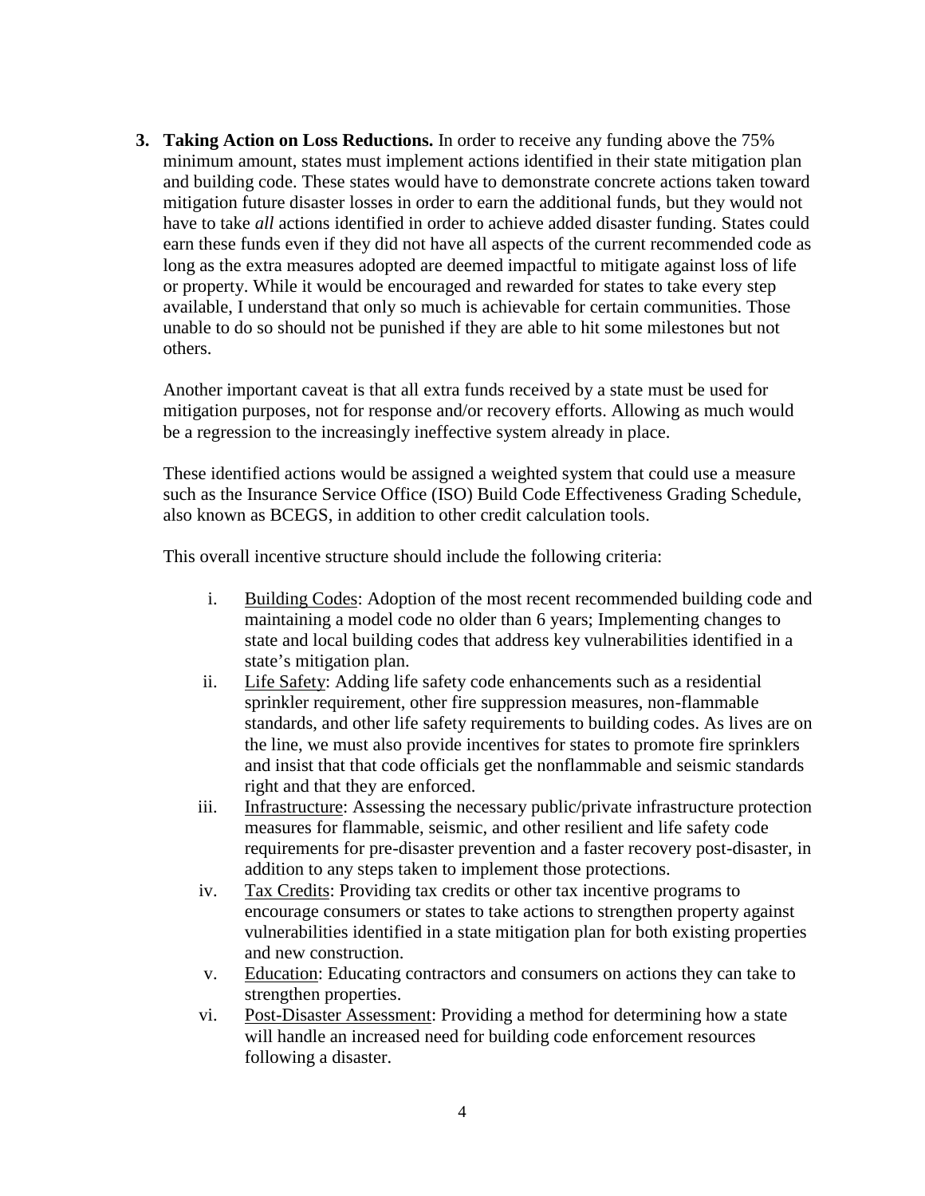3. **Taking Action on Loss Reductions.** In order to receive any funding above the 75% minimum amount, states must implement actions identified in their state mitigation plan and building code. These states would have to demonstrate concrete actions taken toward mitigation future disaster losses in order to earn the additional funds, but they would not have to take *all* actions identified in order to achieve added disaster funding. States could earn these funds even if they did not have all aspects of the current recommended code as long as the extra measures adopted are deemed impactful to mitigate against loss of life or property. While it would be encouraged and rewarded for states to take every step available, I understand that only so much is achievable for certain communities. Those unable to do so should not be punished if they are able to hit some milestones but not others.

   Another important caveat is that all extra funds received by a state must be used for mitigation purposes, not for response and/or recovery efforts. Allowing as much would be a regression to the increasingly ineffective system already in place.

   These identified actions would be assigned a weighted system that could use a measure such as the Insurance Service Office (ISO) Build Code Effectiveness Grading Schedule, also known as BCEGS, in addition to other credit calculation tools.

   This overall incentive structure should include the following criteria:

   i. Building Codes: Adoption of the most recent recommended building code and maintaining a model code no older than 6 years; Implementing changes to state and local building codes that address key vulnerabilities identified in a state's mitigation plan.
   ii. Life Safety: Adding life safety code enhancements such as a residential sprinkler requirement, other fire suppression measures, non-flammable standards, and other life safety requirements to building codes. As lives are on the line, we must also provide incentives for states to promote fire sprinklers and insist that that code officials get the nonflammable and seismic standards right and that they are enforced.
   iii. Infrastructure: Assessing the necessary public/private infrastructure protection measures for flammable, seismic, and other resilient and life safety code requirements for pre-disaster prevention and a faster recovery post-disaster, in addition to any steps taken to implement those protections.
   iv. Tax Credits: Providing tax credits or other tax incentive programs to encourage consumers or states to take actions to strengthen property against vulnerabilities identified in a state mitigation plan for both existing properties and new construction.
   v. Education: Educating contractors and consumers on actions they can take to strengthen properties.
   vi. Post-Disaster Assessment: Providing a method for determining how a state will handle an increased need for building code enforcement resources following a disaster.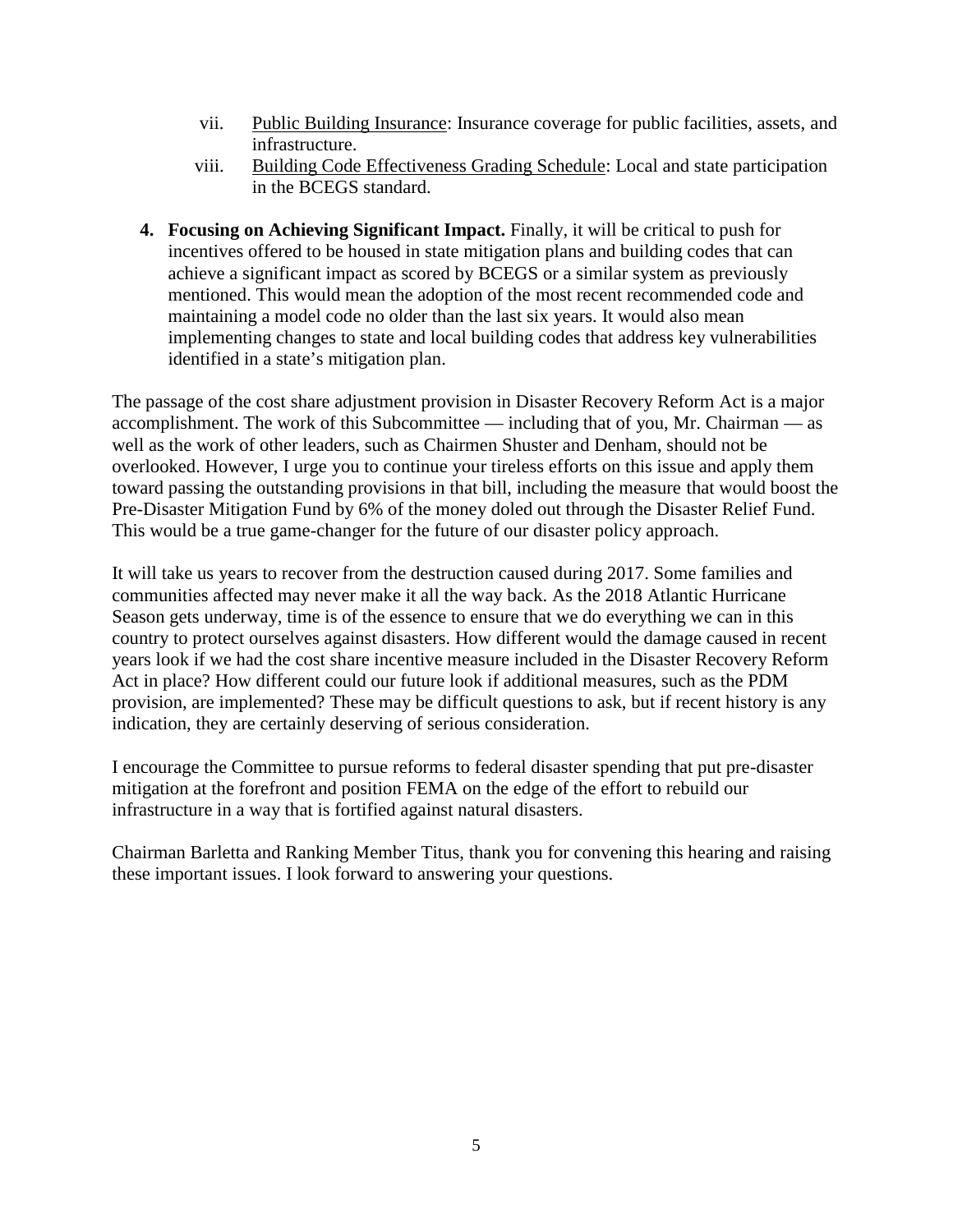vii. Public Building Insurance: Insurance coverage for public facilities, assets, and infrastructure.

viii. Building Code Effectiveness Grading Schedule: Local and state participation in the BCEGS standard.

4. **Focusing on Achieving Significant Impact.** Finally, it will be critical to push for incentives offered to be housed in state mitigation plans and building codes that can achieve a significant impact as scored by BCEGS or a similar system as previously mentioned. This would mean the adoption of the most recent recommended code and maintaining a model code no older than the last six years. It would also mean implementing changes to state and local building codes that address key vulnerabilities identified in a state's mitigation plan.

The passage of the cost share adjustment provision in Disaster Recovery Reform Act is a major accomplishment. The work of this Subcommittee — including that of you, Mr. Chairman — as well as the work of other leaders, such as Chairmen Shuster and Denham, should not be overlooked. However, I urge you to continue your tireless efforts on this issue and apply them toward passing the outstanding provisions in that bill, including the measure that would boost the Pre-Disaster Mitigation Fund by 6% of the money doled out through the Disaster Relief Fund. This would be a true game-changer for the future of our disaster policy approach.

It will take us years to recover from the destruction caused during 2017. Some families and communities affected may never make it all the way back. As the 2018 Atlantic Hurricane Season gets underway, time is of the essence to ensure that we do everything we can in this country to protect ourselves against disasters. How different would the damage caused in recent years look if we had the cost share incentive measure included in the Disaster Recovery Reform Act in place? How different could our future look if additional measures, such as the PDM provision, are implemented? These may be difficult questions to ask, but if recent history is any indication, they are certainly deserving of serious consideration.

I encourage the Committee to pursue reforms to federal disaster spending that put pre-disaster mitigation at the forefront and position FEMA on the edge of the effort to rebuild our infrastructure in a way that is fortified against natural disasters.

Chairman Barletta and Ranking Member Titus, thank you for convening this hearing and raising these important issues. I look forward to answering your questions.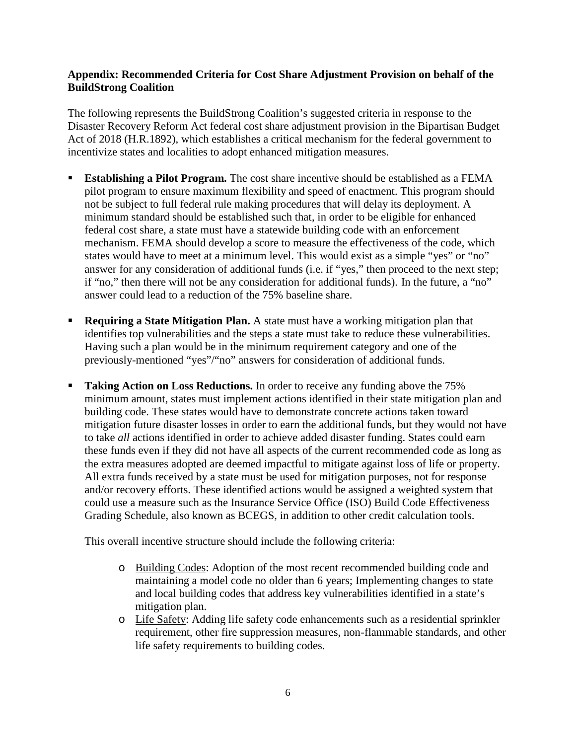**Appendix: Recommended Criteria for Cost Share Adjustment Provision on behalf of the BuildStrong Coalition**

The following represents the BuildStrong Coalition's suggested criteria in response to the Disaster Recovery Reform Act federal cost share adjustment provision in the Bipartisan Budget Act of 2018 (H.R.1892), which establishes a critical mechanism for the federal government to incentivize states and localities to adopt enhanced mitigation measures.

- **Establishing a Pilot Program.** The cost share incentive should be established as a FEMA pilot program to ensure maximum flexibility and speed of enactment. This program should not be subject to full federal rule making procedures that will delay its deployment. A minimum standard should be established such that, in order to be eligible for enhanced federal cost share, a state must have a statewide building code with an enforcement mechanism. FEMA should develop a score to measure the effectiveness of the code, which states would have to meet at a minimum level. This would exist as a simple "yes" or "no" answer for any consideration of additional funds (i.e. if "yes," then proceed to the next step; if "no," then there will not be any consideration for additional funds). In the future, a "no" answer could lead to a reduction of the 75% baseline share.

- **Requiring a State Mitigation Plan.** A state must have a working mitigation plan that identifies top vulnerabilities and the steps a state must take to reduce these vulnerabilities. Having such a plan would be in the minimum requirement category and one of the previously-mentioned "yes"/"no" answers for consideration of additional funds.

- **Taking Action on Loss Reductions.** In order to receive any funding above the 75% minimum amount, states must implement actions identified in their state mitigation plan and building code. These states would have to demonstrate concrete actions taken toward mitigation future disaster losses in order to earn the additional funds, but they would not have to take *all* actions identified in order to achieve added disaster funding. States could earn these funds even if they did not have all aspects of the current recommended code as long as the extra measures adopted are deemed impactful to mitigate against loss of life or property. All extra funds received by a state must be used for mitigation purposes, not for response and/or recovery efforts. These identified actions would be assigned a weighted system that could use a measure such as the Insurance Service Office (ISO) Build Code Effectiveness Grading Schedule, also known as BCEGS, in addition to other credit calculation tools.

  This overall incentive structure should include the following criteria:

  - Building Codes: Adoption of the most recent recommended building code and maintaining a model code no older than 6 years; Implementing changes to state and local building codes that address key vulnerabilities identified in a state's mitigation plan.
  - Life Safety: Adding life safety code enhancements such as a residential sprinkler requirement, other fire suppression measures, non-flammable standards, and other life safety requirements to building codes.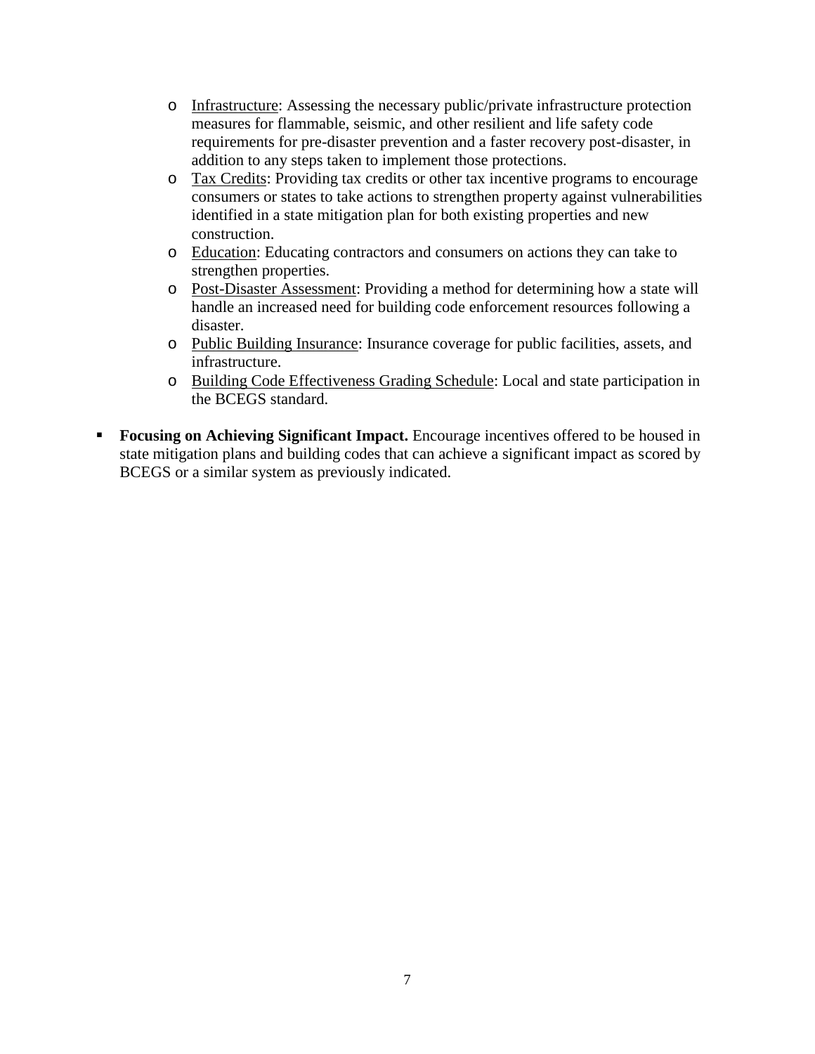- Infrastructure: Assessing the necessary public/private infrastructure protection measures for flammable, seismic, and other resilient and life safety code requirements for pre-disaster prevention and a faster recovery post-disaster, in addition to any steps taken to implement those protections.
  - Tax Credits: Providing tax credits or other tax incentive programs to encourage consumers or states to take actions to strengthen property against vulnerabilities identified in a state mitigation plan for both existing properties and new construction.
  - Education: Educating contractors and consumers on actions they can take to strengthen properties.
  - Post-Disaster Assessment: Providing a method for determining how a state will handle an increased need for building code enforcement resources following a disaster.
  - Public Building Insurance: Insurance coverage for public facilities, assets, and infrastructure.
  - Building Code Effectiveness Grading Schedule: Local and state participation in the BCEGS standard.

- **Focusing on Achieving Significant Impact.** Encourage incentives offered to be housed in state mitigation plans and building codes that can achieve a significant impact as scored by BCEGS or a similar system as previously indicated.